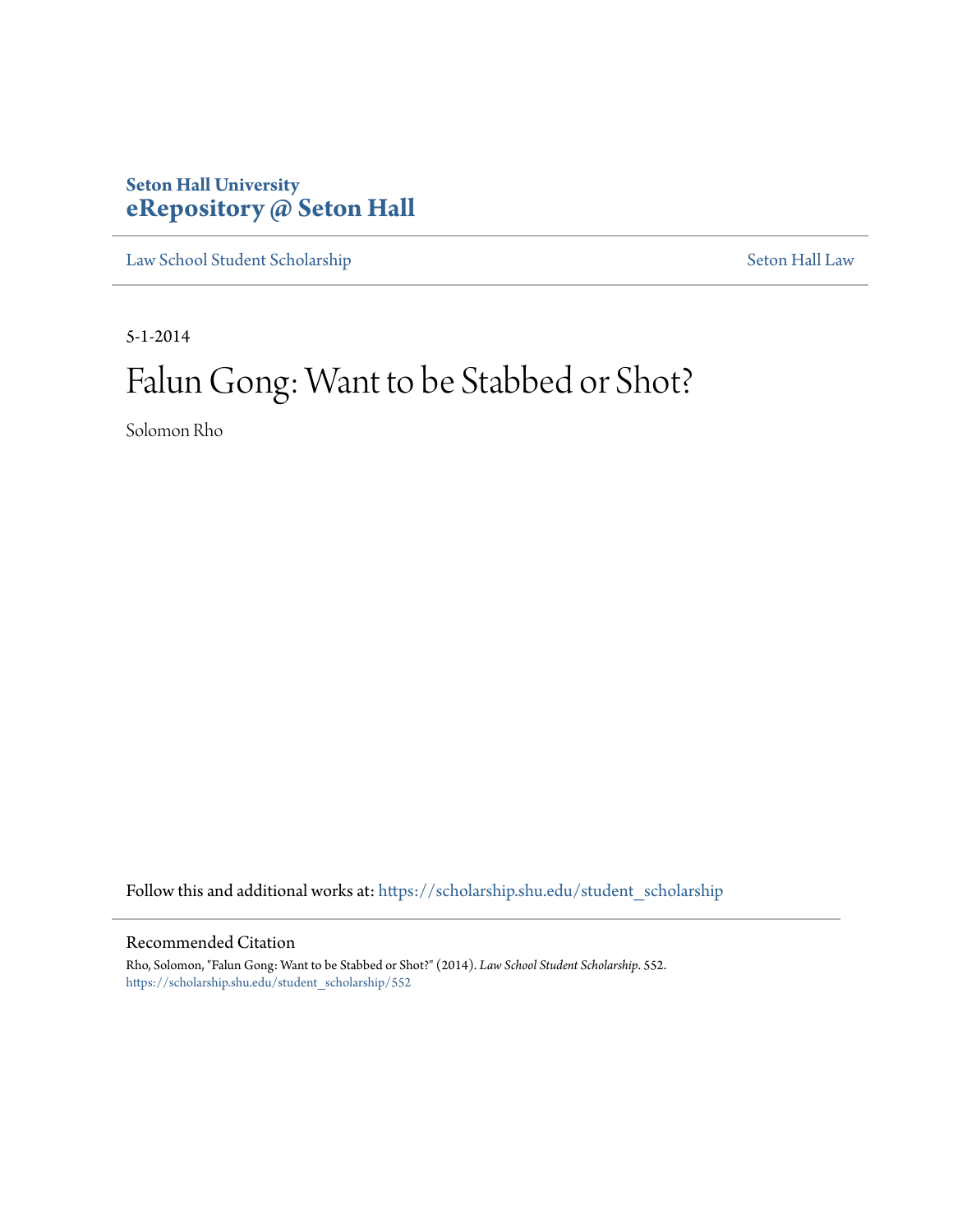Seton Hall University
**eRepository @ Seton Hall**

Law School Student Scholarship | Seton Hall Law

5-1-2014

# Falun Gong: Want to be Stabbed or Shot?

Solomon Rho

Follow this and additional works at: https://scholarship.shu.edu/student_scholarship

## Recommended Citation

Rho, Solomon, "Falun Gong: Want to be Stabbed or Shot?" (2014). *Law School Student Scholarship*. 552.
https://scholarship.shu.edu/student_scholarship/552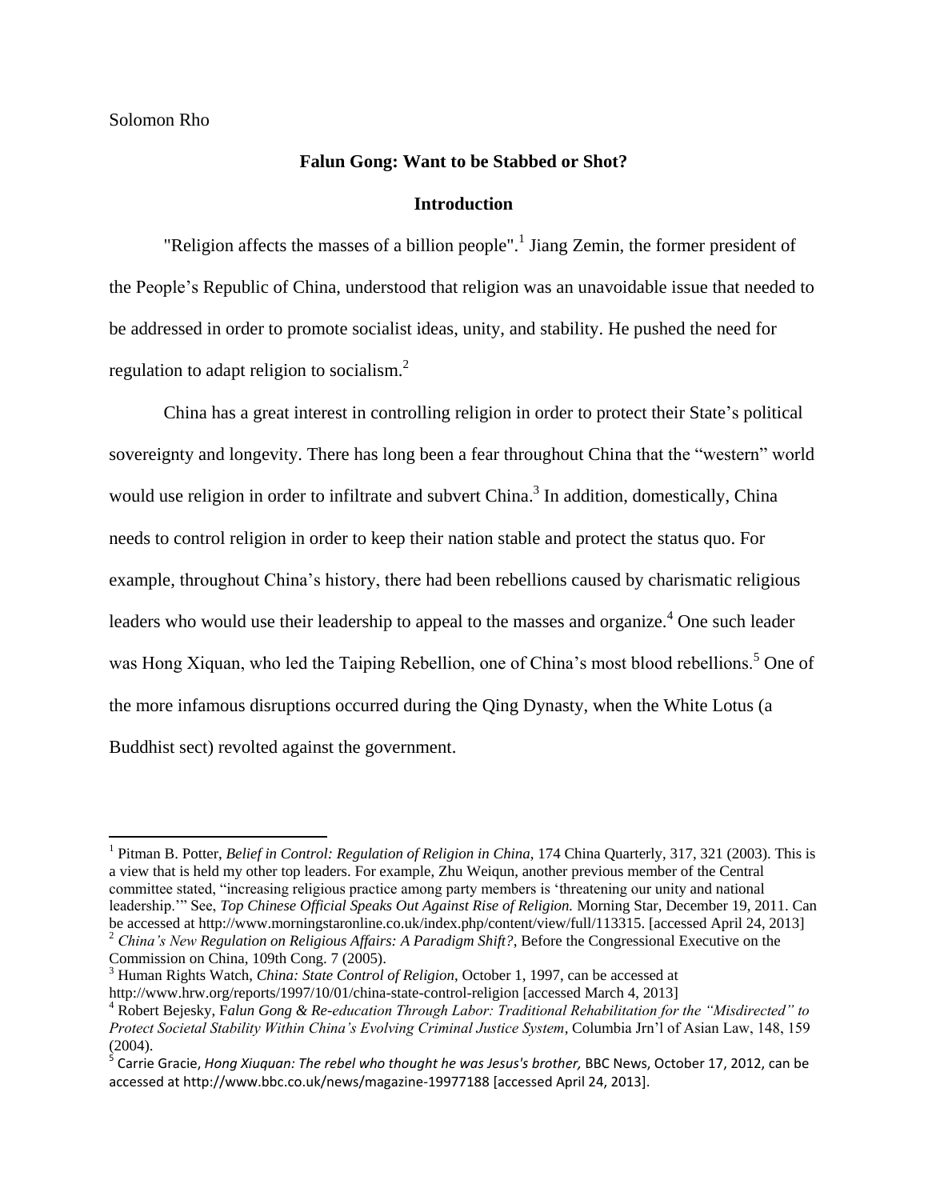Solomon Rho

**Falun Gong: Want to be Stabbed or Shot?**

**Introduction**

"Religion affects the masses of a billion people".[1] Jiang Zemin, the former president of the People's Republic of China, understood that religion was an unavoidable issue that needed to be addressed in order to promote socialist ideas, unity, and stability. He pushed the need for regulation to adapt religion to socialism.[2]

China has a great interest in controlling religion in order to protect their State's political sovereignty and longevity. There has long been a fear throughout China that the "western" world would use religion in order to infiltrate and subvert China.[3] In addition, domestically, China needs to control religion in order to keep their nation stable and protect the status quo. For example, throughout China's history, there had been rebellions caused by charismatic religious leaders who would use their leadership to appeal to the masses and organize.[4] One such leader was Hong Xiquan, who led the Taiping Rebellion, one of China's most blood rebellions.[5] One of the more infamous disruptions occurred during the Qing Dynasty, when the White Lotus (a Buddhist sect) revolted against the government.

---

[1] Pitman B. Potter, *Belief in Control: Regulation of Religion in China*, 174 China Quarterly, 317, 321 (2003). This is a view that is held my other top leaders. For example, Zhu Weiqun, another previous member of the Central committee stated, "increasing religious practice among party members is 'threatening our unity and national leadership.'" See, *Top Chinese Official Speaks Out Against Rise of Religion.* Morning Star, December 19, 2011. Can be accessed at http://www.morningstaronline.co.uk/index.php/content/view/full/113315. [accessed April 24, 2013]

[2] *China's New Regulation on Religious Affairs: A Paradigm Shift?*, Before the Congressional Executive on the Commission on China, 109th Cong. 7 (2005).

[3] Human Rights Watch, *China: State Control of Religion*, October 1, 1997, can be accessed at http://www.hrw.org/reports/1997/10/01/china-state-control-religion [accessed March 4, 2013]

[4] Robert Bejesky, F*alun Gong & Re-education Through Labor: Traditional Rehabilitation for the "Misdirected" to Protect Societal Stability Within China's Evolving Criminal Justice System*, Columbia Jrn'l of Asian Law, 148, 159 (2004).

[5] Carrie Gracie, *Hong Xiuquan: The rebel who thought he was Jesus's brother,* BBC News, October 17, 2012, can be accessed at http://www.bbc.co.uk/news/magazine-19977188 [accessed April 24, 2013].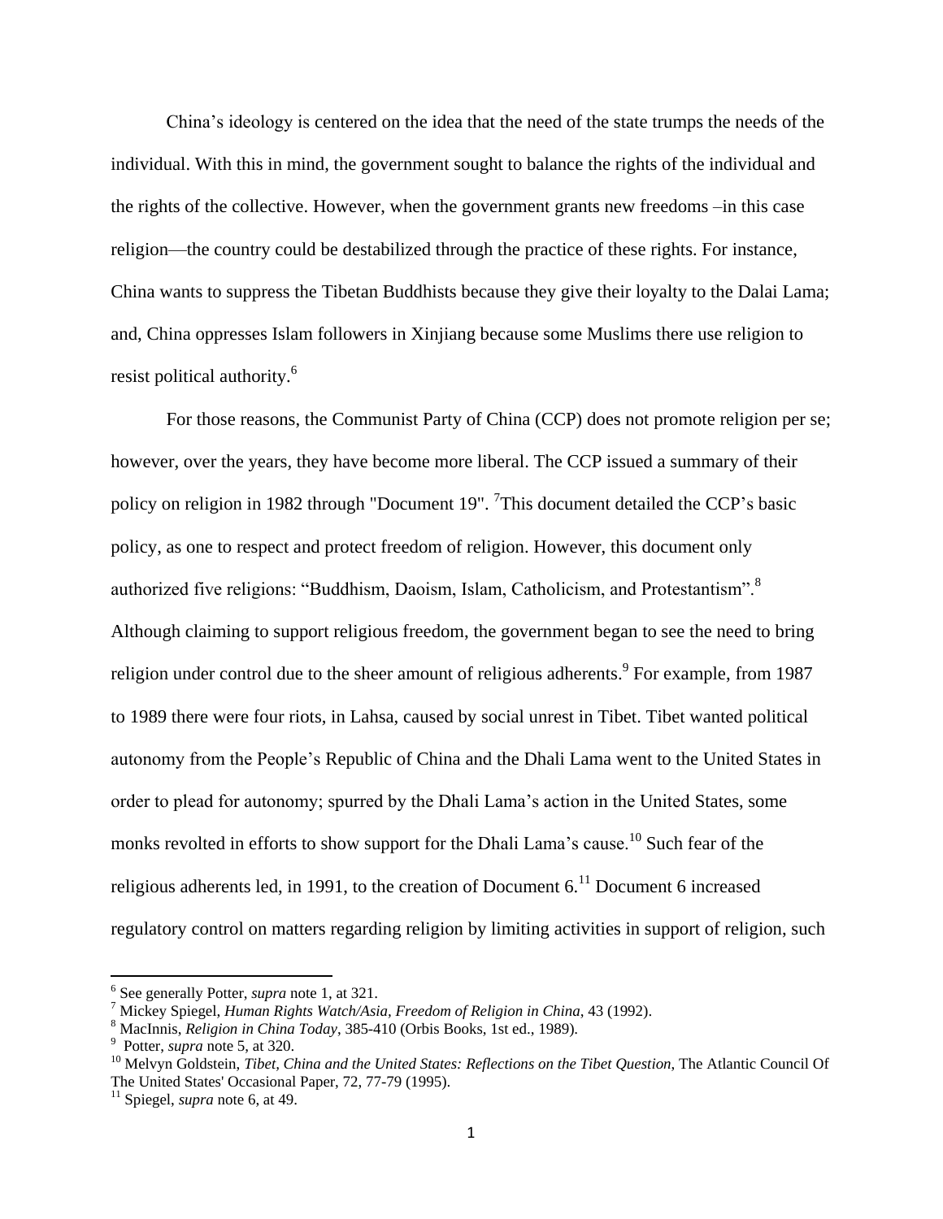China's ideology is centered on the idea that the need of the state trumps the needs of the individual. With this in mind, the government sought to balance the rights of the individual and the rights of the collective. However, when the government grants new freedoms –in this case religion—the country could be destabilized through the practice of these rights. For instance, China wants to suppress the Tibetan Buddhists because they give their loyalty to the Dalai Lama; and, China oppresses Islam followers in Xinjiang because some Muslims there use religion to resist political authority.[6]

For those reasons, the Communist Party of China (CCP) does not promote religion per se; however, over the years, they have become more liberal. The CCP issued a summary of their policy on religion in 1982 through "Document 19". [7]This document detailed the CCP's basic policy, as one to respect and protect freedom of religion. However, this document only authorized five religions: "Buddhism, Daoism, Islam, Catholicism, and Protestantism".[8] Although claiming to support religious freedom, the government began to see the need to bring religion under control due to the sheer amount of religious adherents.[9] For example, from 1987 to 1989 there were four riots, in Lahsa, caused by social unrest in Tibet. Tibet wanted political autonomy from the People's Republic of China and the Dhali Lama went to the United States in order to plead for autonomy; spurred by the Dhali Lama's action in the United States, some monks revolted in efforts to show support for the Dhali Lama's cause.[10] Such fear of the religious adherents led, in 1991, to the creation of Document 6.[11] Document 6 increased regulatory control on matters regarding religion by limiting activities in support of religion, such

---

[6] See generally Potter, *supra* note 1, at 321.
[7] Mickey Spiegel, *Human Rights Watch/Asia, Freedom of Religion in China*, 43 (1992).
[8] MacInnis, *Religion in China Today*, 385-410 (Orbis Books, 1st ed., 1989).
[9] Potter, *supra* note 5, at 320.
[10] Melvyn Goldstein, *Tibet, China and the United States: Reflections on the Tibet Question*, The Atlantic Council Of The United States' Occasional Paper, 72, 77-79 (1995).
[11] Spiegel, *supra* note 6, at 49.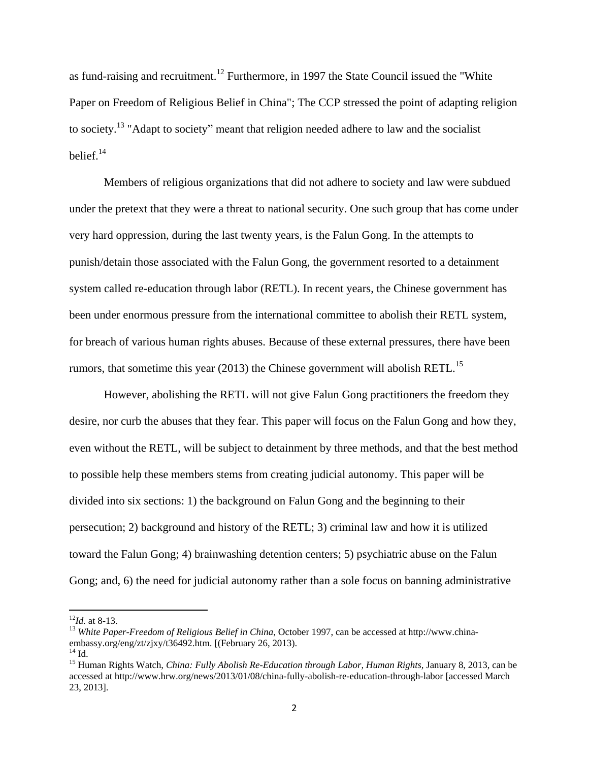as fund-raising and recruitment.[12] Furthermore, in 1997 the State Council issued the "White Paper on Freedom of Religious Belief in China"; The CCP stressed the point of adapting religion to society.[13] "Adapt to society" meant that religion needed adhere to law and the socialist belief.[14]

Members of religious organizations that did not adhere to society and law were subdued under the pretext that they were a threat to national security. One such group that has come under very hard oppression, during the last twenty years, is the Falun Gong. In the attempts to punish/detain those associated with the Falun Gong, the government resorted to a detainment system called re-education through labor (RETL). In recent years, the Chinese government has been under enormous pressure from the international committee to abolish their RETL system, for breach of various human rights abuses. Because of these external pressures, there have been rumors, that sometime this year (2013) the Chinese government will abolish RETL.[15]

However, abolishing the RETL will not give Falun Gong practitioners the freedom they desire, nor curb the abuses that they fear. This paper will focus on the Falun Gong and how they, even without the RETL, will be subject to detainment by three methods, and that the best method to possible help these members stems from creating judicial autonomy. This paper will be divided into six sections: 1) the background on Falun Gong and the beginning to their persecution; 2) background and history of the RETL; 3) criminal law and how it is utilized toward the Falun Gong; 4) brainwashing detention centers; 5) psychiatric abuse on the Falun Gong; and, 6) the need for judicial autonomy rather than a sole focus on banning administrative

---

[12] *Id.* at 8-13.

[13] *White Paper-Freedom of Religious Belief in China*, October 1997, can be accessed at http://www.china-embassy.org/eng/zt/zjxy/t36492.htm. [(February 26, 2013).

[14] Id.

[15] Human Rights Watch, *China: Fully Abolish Re-Education through Labor, Human Rights*, January 8, 2013, can be accessed at http://www.hrw.org/news/2013/01/08/china-fully-abolish-re-education-through-labor [accessed March 23, 2013].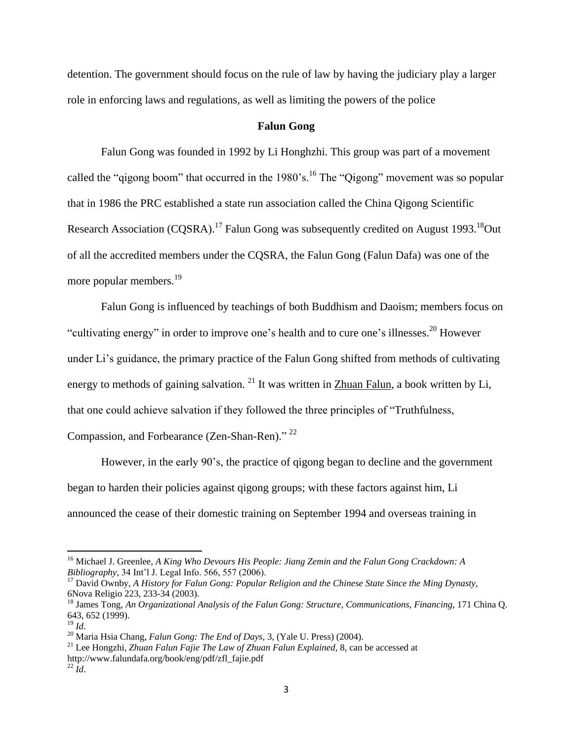detention. The government should focus on the rule of law by having the judiciary play a larger role in enforcing laws and regulations, as well as limiting the powers of the police

**Falun Gong**

Falun Gong was founded in 1992 by Li Honghzhi. This group was part of a movement called the "qigong boom" that occurred in the 1980's.[16] The "Qigong" movement was so popular that in 1986 the PRC established a state run association called the China Qigong Scientific Research Association (CQSRA).[17] Falun Gong was subsequently credited on August 1993.[18]Out of all the accredited members under the CQSRA, the Falun Gong (Falun Dafa) was one of the more popular members.[19]

Falun Gong is influenced by teachings of both Buddhism and Daoism; members focus on "cultivating energy" in order to improve one's health and to cure one's illnesses.[20] However under Li's guidance, the primary practice of the Falun Gong shifted from methods of cultivating energy to methods of gaining salvation. [21] It was written in <u>Zhuan Falun</u>, a book written by Li, that one could achieve salvation if they followed the three principles of "Truthfulness, Compassion, and Forbearance (Zen-Shan-Ren)." [22]

However, in the early 90's, the practice of qigong began to decline and the government began to harden their policies against qigong groups; with these factors against him, Li announced the cease of their domestic training on September 1994 and overseas training in

---

[16] Michael J. Greenlee, *A King Who Devours His People: Jiang Zemin and the Falun Gong Crackdown: A Bibliography*, 34 Int'l J. Legal Info. 566, 557 (2006).

[17] David Ownby, *A History for Falun Gong: Popular Religion and the Chinese State Since the Ming Dynasty*, 6Nova Religio 223, 233-34 (2003).

[18] James Tong, *An Organizational Analysis of the Falun Gong: Structure, Communications, Financing*, 171 China Q. 643, 652 (1999).

[19] *Id*.

[20] Maria Hsia Chang, *Falun Gong: The End of Days*, 3, (Yale U. Press) (2004).

[21] Lee Hongzhi, *Zhuan Falun Fajie The Law of Zhuan Falun Explained*, 8, can be accessed at http://www.falundafa.org/book/eng/pdf/zfl_fajie.pdf

[22] *Id*.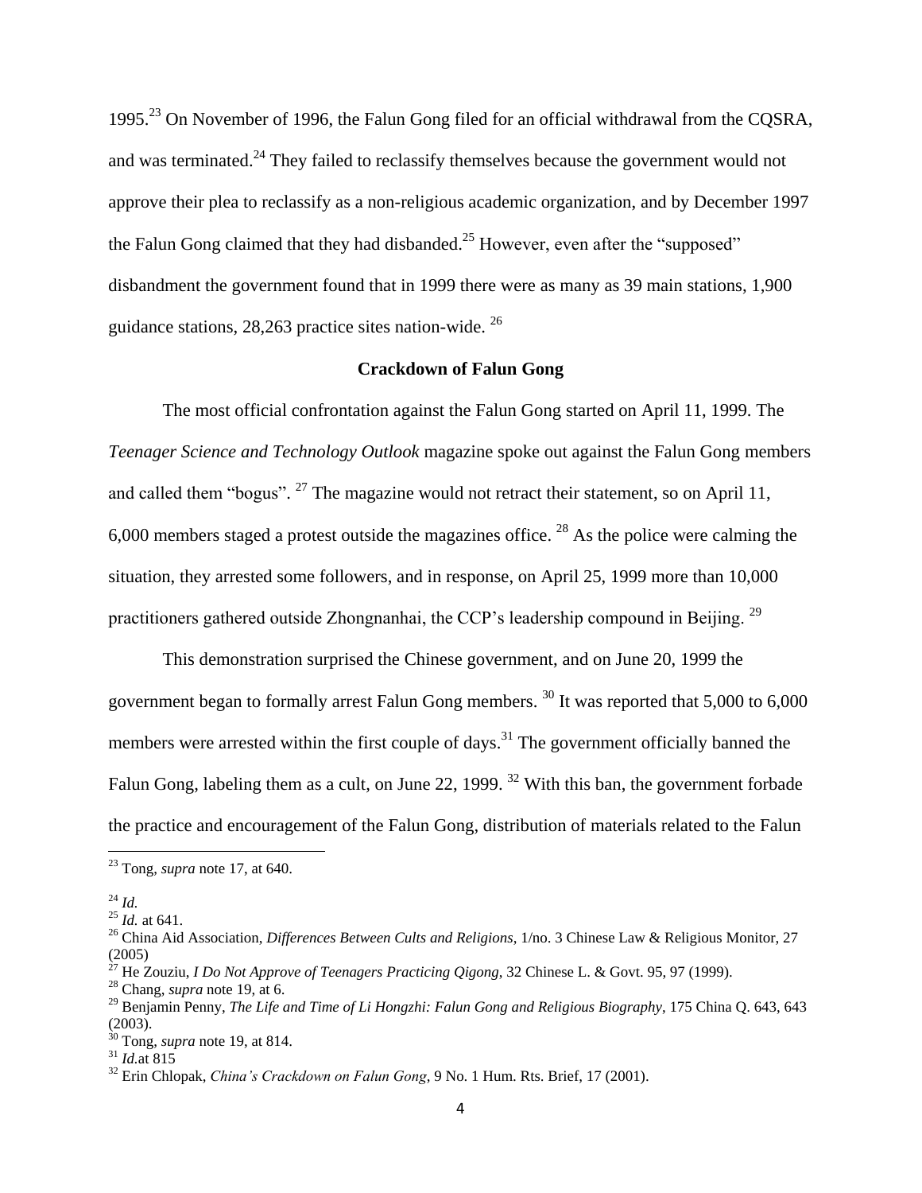1995.[23] On November of 1996, the Falun Gong filed for an official withdrawal from the CQSRA, and was terminated.[24] They failed to reclassify themselves because the government would not approve their plea to reclassify as a non-religious academic organization, and by December 1997 the Falun Gong claimed that they had disbanded.[25] However, even after the "supposed" disbandment the government found that in 1999 there were as many as 39 main stations, 1,900 guidance stations, 28,263 practice sites nation-wide. [26]

**Crackdown of Falun Gong**

The most official confrontation against the Falun Gong started on April 11, 1999. The *Teenager Science and Technology Outlook* magazine spoke out against the Falun Gong members and called them "bogus". [27] The magazine would not retract their statement, so on April 11, 6,000 members staged a protest outside the magazines office. [28] As the police were calming the situation, they arrested some followers, and in response, on April 25, 1999 more than 10,000 practitioners gathered outside Zhongnanhai, the CCP's leadership compound in Beijing. [29]

This demonstration surprised the Chinese government, and on June 20, 1999 the government began to formally arrest Falun Gong members. [30] It was reported that 5,000 to 6,000 members were arrested within the first couple of days.[31] The government officially banned the Falun Gong, labeling them as a cult, on June 22, 1999. [32] With this ban, the government forbade the practice and encouragement of the Falun Gong, distribution of materials related to the Falun

---

[23] Tong, *supra* note 17, at 640.

[24] *Id.*

[25] *Id.* at 641.

[26] China Aid Association, *Differences Between Cults and Religions*, 1/no. 3 Chinese Law & Religious Monitor, 27 (2005)

[27] He Zouziu, *I Do Not Approve of Teenagers Practicing Qigong*, 32 Chinese L. & Govt. 95, 97 (1999).

[28] Chang, *supra* note 19, at 6.

[29] Benjamin Penny, *The Life and Time of Li Hongzhi: Falun Gong and Religious Biography*, 175 China Q. 643, 643 (2003).

[30] Tong, *supra* note 19, at 814.

[31] *Id.*at 815

[32] Erin Chlopak, *China's Crackdown on Falun Gong*, 9 No. 1 Hum. Rts. Brief, 17 (2001).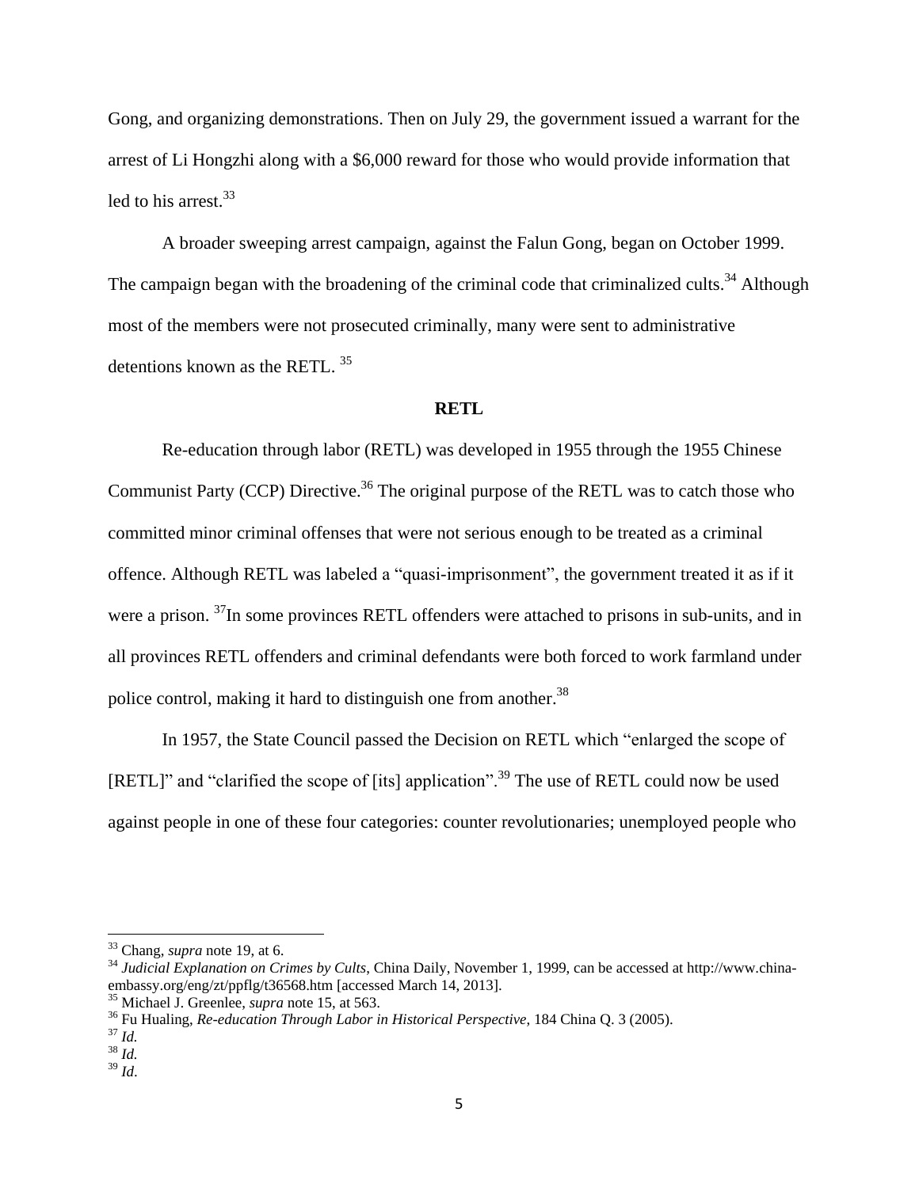Gong, and organizing demonstrations. Then on July 29, the government issued a warrant for the arrest of Li Hongzhi along with a $6,000 reward for those who would provide information that led to his arrest.[33]

A broader sweeping arrest campaign, against the Falun Gong, began on October 1999. The campaign began with the broadening of the criminal code that criminalized cults.[34] Although most of the members were not prosecuted criminally, many were sent to administrative detentions known as the RETL. [35]

## RETL

Re-education through labor (RETL) was developed in 1955 through the 1955 Chinese Communist Party (CCP) Directive.[36] The original purpose of the RETL was to catch those who committed minor criminal offenses that were not serious enough to be treated as a criminal offence. Although RETL was labeled a "quasi-imprisonment", the government treated it as if it were a prison. [37]In some provinces RETL offenders were attached to prisons in sub-units, and in all provinces RETL offenders and criminal defendants were both forced to work farmland under police control, making it hard to distinguish one from another.[38]

In 1957, the State Council passed the Decision on RETL which "enlarged the scope of [RETL]" and "clarified the scope of [its] application".[39] The use of RETL could now be used against people in one of these four categories: counter revolutionaries; unemployed people who

---

[33] Chang, *supra* note 19, at 6.

[34] *Judicial Explanation on Crimes by Cults*, China Daily, November 1, 1999, can be accessed at http://www.china-embassy.org/eng/zt/ppflg/t36568.htm [accessed March 14, 2013].

[35] Michael J. Greenlee, *supra* note 15, at 563.

[36] Fu Hualing, *Re-education Through Labor in Historical Perspective*, 184 China Q. 3 (2005).

[37] *Id.*

[38] *Id.*

[39] *Id*.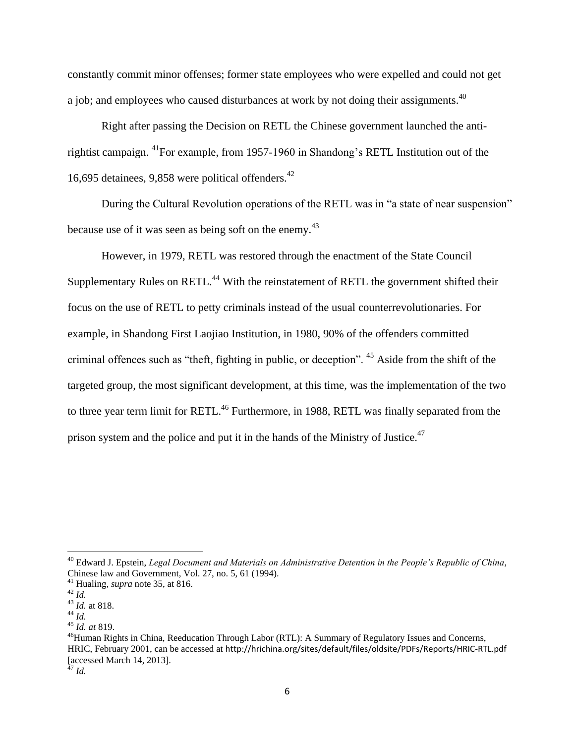constantly commit minor offenses; former state employees who were expelled and could not get a job; and employees who caused disturbances at work by not doing their assignments.[40]

Right after passing the Decision on RETL the Chinese government launched the anti-rightist campaign. [41]For example, from 1957-1960 in Shandong's RETL Institution out of the 16,695 detainees, 9,858 were political offenders.[42]

During the Cultural Revolution operations of the RETL was in "a state of near suspension" because use of it was seen as being soft on the enemy.[43]

However, in 1979, RETL was restored through the enactment of the State Council Supplementary Rules on RETL.[44] With the reinstatement of RETL the government shifted their focus on the use of RETL to petty criminals instead of the usual counterrevolutionaries. For example, in Shandong First Laojiao Institution, in 1980, 90% of the offenders committed criminal offences such as "theft, fighting in public, or deception". [45] Aside from the shift of the targeted group, the most significant development, at this time, was the implementation of the two to three year term limit for RETL.[46] Furthermore, in 1988, RETL was finally separated from the prison system and the police and put it in the hands of the Ministry of Justice.[47]

---

[40] Edward J. Epstein, *Legal Document and Materials on Administrative Detention in the People's Republic of China*, Chinese law and Government, Vol. 27, no. 5, 61 (1994).

[41] Hualing, *supra* note 35, at 816.

[42] *Id.*

[43] *Id.* at 818.

[44] *Id.*

[45] *Id. at* 819.

[46] Human Rights in China, Reeducation Through Labor (RTL): A Summary of Regulatory Issues and Concerns, HRIC, February 2001, can be accessed at http://hrichina.org/sites/default/files/oldsite/PDFs/Reports/HRIC-RTL.pdf [accessed March 14, 2013].

[47] *Id.*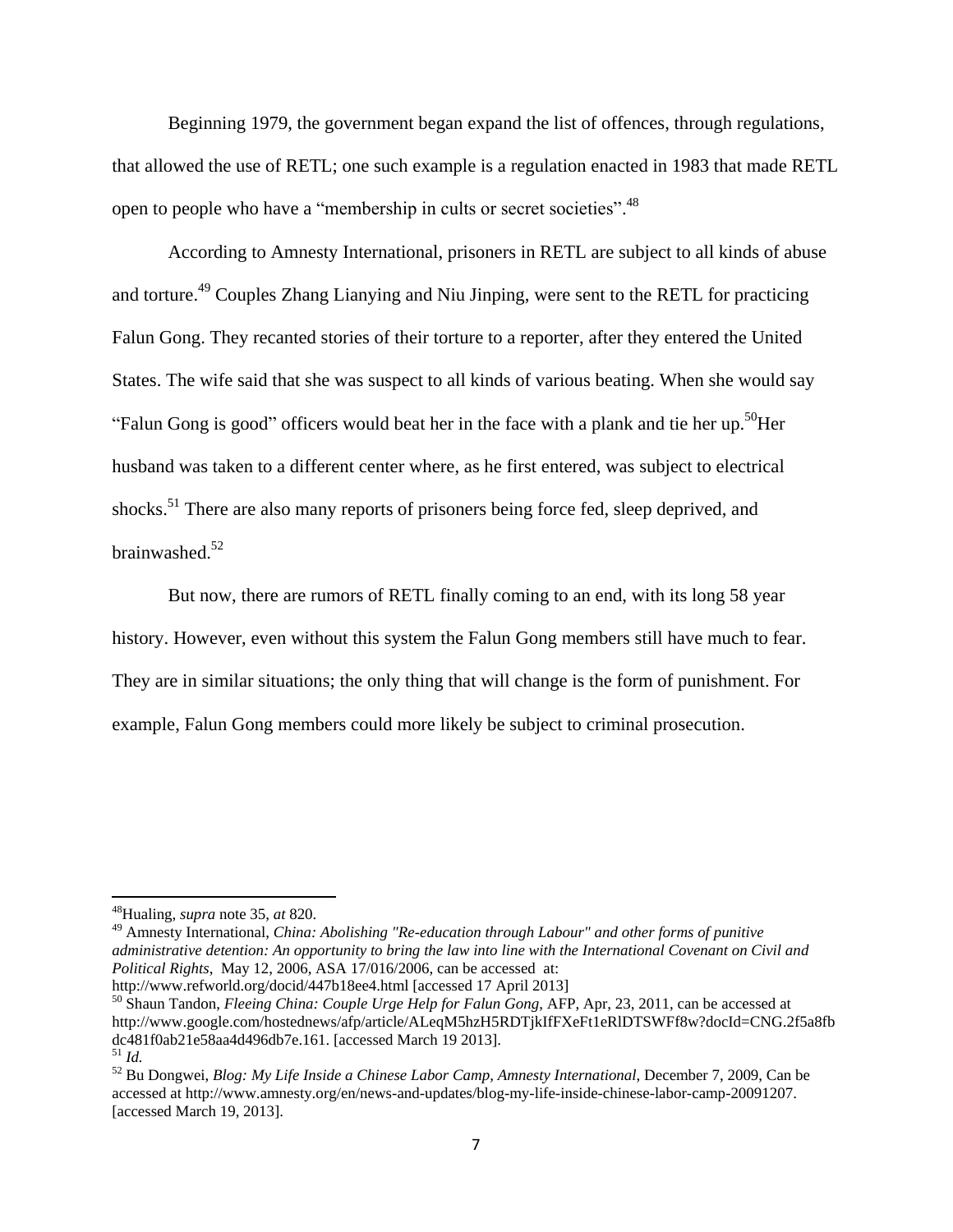Beginning 1979, the government began expand the list of offences, through regulations, that allowed the use of RETL; one such example is a regulation enacted in 1983 that made RETL open to people who have a "membership in cults or secret societies".[48]

According to Amnesty International, prisoners in RETL are subject to all kinds of abuse and torture.[49] Couples Zhang Lianying and Niu Jinping, were sent to the RETL for practicing Falun Gong. They recanted stories of their torture to a reporter, after they entered the United States. The wife said that she was suspect to all kinds of various beating. When she would say "Falun Gong is good" officers would beat her in the face with a plank and tie her up.[50]Her husband was taken to a different center where, as he first entered, was subject to electrical shocks.[51] There are also many reports of prisoners being force fed, sleep deprived, and brainwashed.[52]

But now, there are rumors of RETL finally coming to an end, with its long 58 year history. However, even without this system the Falun Gong members still have much to fear. They are in similar situations; the only thing that will change is the form of punishment. For example, Falun Gong members could more likely be subject to criminal prosecution.

---

[48]Hualing, *supra* note 35, *at* 820.

[49] Amnesty International, *China: Abolishing "Re-education through Labour" and other forms of punitive administrative detention: An opportunity to bring the law into line with the International Covenant on Civil and Political Rights*, May 12, 2006, ASA 17/016/2006, can be accessed at: http://www.refworld.org/docid/447b18ee4.html [accessed 17 April 2013]

[50] Shaun Tandon, *Fleeing China: Couple Urge Help for Falun Gong*, AFP, Apr, 23, 2011, can be accessed at http://www.google.com/hostednews/afp/article/ALeqM5hzH5RDTjkIfFXeFt1eRlDTSWFf8w?docId=CNG.2f5a8fbdc481f0ab21e58aa4d496db7e.161. [accessed March 19 2013].

[51] *Id.*

[52] Bu Dongwei, *Blog: My Life Inside a Chinese Labor Camp, Amnesty International*, December 7, 2009, Can be accessed at http://www.amnesty.org/en/news-and-updates/blog-my-life-inside-chinese-labor-camp-20091207. [accessed March 19, 2013].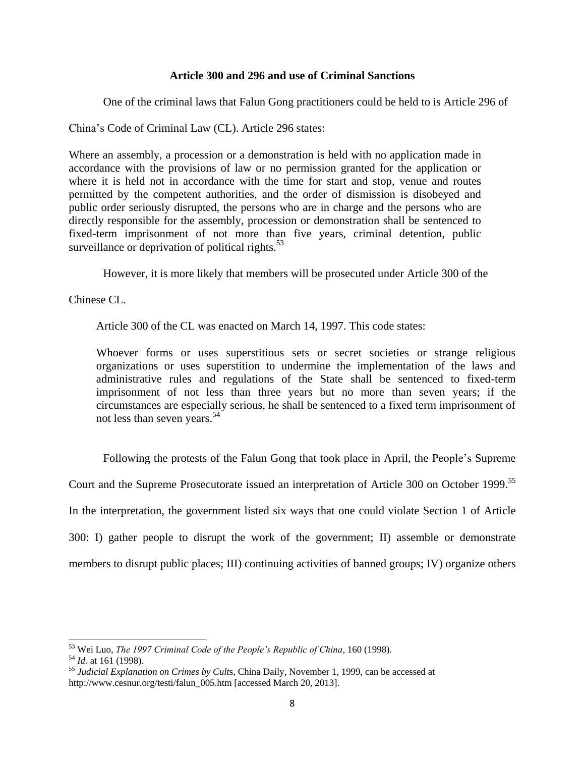### Article 300 and 296 and use of Criminal Sanctions

One of the criminal laws that Falun Gong practitioners could be held to is Article 296 of China's Code of Criminal Law (CL). Article 296 states:

> Where an assembly, a procession or a demonstration is held with no application made in accordance with the provisions of law or no permission granted for the application or where it is held not in accordance with the time for start and stop, venue and routes permitted by the competent authorities, and the order of dismission is disobeyed and public order seriously disrupted, the persons who are in charge and the persons who are directly responsible for the assembly, procession or demonstration shall be sentenced to fixed-term imprisonment of not more than five years, criminal detention, public surveillance or deprivation of political rights.[53]

However, it is more likely that members will be prosecuted under Article 300 of the Chinese CL.

Article 300 of the CL was enacted on March 14, 1997. This code states:

> Whoever forms or uses superstitious sets or secret societies or strange religious organizations or uses superstition to undermine the implementation of the laws and administrative rules and regulations of the State shall be sentenced to fixed-term imprisonment of not less than three years but no more than seven years; if the circumstances are especially serious, he shall be sentenced to a fixed term imprisonment of not less than seven years.[54]

Following the protests of the Falun Gong that took place in April, the People's Supreme Court and the Supreme Prosecutorate issued an interpretation of Article 300 on October 1999.[55] In the interpretation, the government listed six ways that one could violate Section 1 of Article 300: I) gather people to disrupt the work of the government; II) assemble or demonstrate members to disrupt public places; III) continuing activities of banned groups; IV) organize others

---

[53] Wei Luo, *The 1997 Criminal Code of the People's Republic of China*, 160 (1998).

[54] *Id.* at 161 (1998).

[55] *Judicial Explanation on Crimes by Cults*, China Daily, November 1, 1999, can be accessed at http://www.cesnur.org/testi/falun_005.htm [accessed March 20, 2013].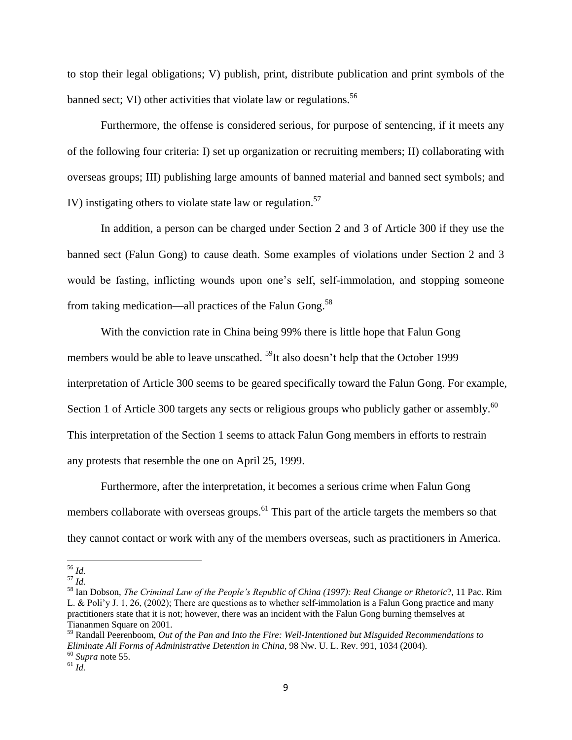to stop their legal obligations; V) publish, print, distribute publication and print symbols of the banned sect; VI) other activities that violate law or regulations.[56]

Furthermore, the offense is considered serious, for purpose of sentencing, if it meets any of the following four criteria: I) set up organization or recruiting members; II) collaborating with overseas groups; III) publishing large amounts of banned material and banned sect symbols; and IV) instigating others to violate state law or regulation.[57]

In addition, a person can be charged under Section 2 and 3 of Article 300 if they use the banned sect (Falun Gong) to cause death. Some examples of violations under Section 2 and 3 would be fasting, inflicting wounds upon one's self, self-immolation, and stopping someone from taking medication—all practices of the Falun Gong.[58]

With the conviction rate in China being 99% there is little hope that Falun Gong members would be able to leave unscathed. [59]It also doesn't help that the October 1999 interpretation of Article 300 seems to be geared specifically toward the Falun Gong. For example, Section 1 of Article 300 targets any sects or religious groups who publicly gather or assembly.[60] This interpretation of the Section 1 seems to attack Falun Gong members in efforts to restrain any protests that resemble the one on April 25, 1999.

Furthermore, after the interpretation, it becomes a serious crime when Falun Gong members collaborate with overseas groups.[61] This part of the article targets the members so that they cannot contact or work with any of the members overseas, such as practitioners in America.

---

[56] *Id.*

[57] *Id.*

[58] Ian Dobson, *The Criminal Law of the People's Republic of China (1997): Real Change or Rhetoric*?, 11 Pac. Rim L. & Poli'y J. 1, 26, (2002); There are questions as to whether self-immolation is a Falun Gong practice and many practitioners state that it is not; however, there was an incident with the Falun Gong burning themselves at Tiananmen Square on 2001.

[59] Randall Peerenboom, *Out of the Pan and Into the Fire: Well-Intentioned but Misguided Recommendations to Eliminate All Forms of Administrative Detention in China*, 98 Nw. U. L. Rev. 991, 1034 (2004).

[60] *Supra* note 55.

[61] *Id.*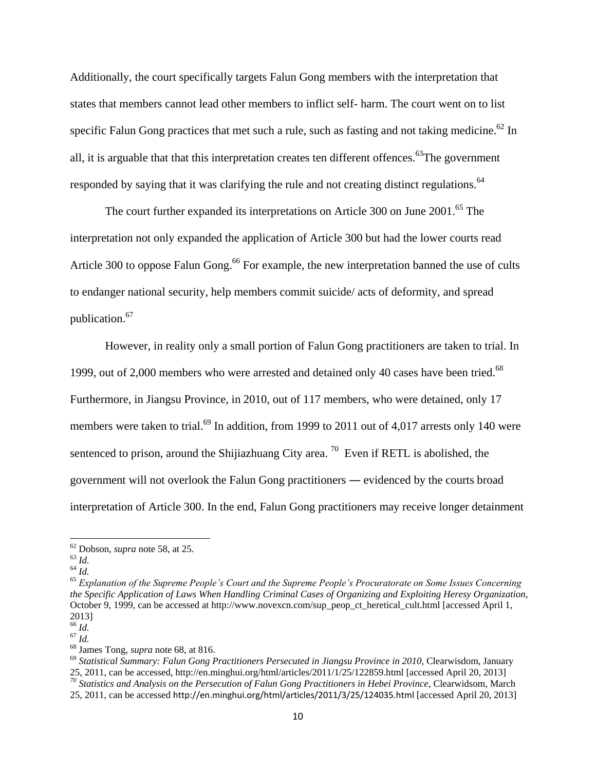Additionally, the court specifically targets Falun Gong members with the interpretation that states that members cannot lead other members to inflict self- harm. The court went on to list specific Falun Gong practices that met such a rule, such as fasting and not taking medicine.[62] In all, it is arguable that that this interpretation creates ten different offences.[63]The government responded by saying that it was clarifying the rule and not creating distinct regulations.[64]

The court further expanded its interpretations on Article 300 on June 2001.[65] The interpretation not only expanded the application of Article 300 but had the lower courts read Article 300 to oppose Falun Gong.[66] For example, the new interpretation banned the use of cults to endanger national security, help members commit suicide/ acts of deformity, and spread publication.[67]

However, in reality only a small portion of Falun Gong practitioners are taken to trial. In 1999, out of 2,000 members who were arrested and detained only 40 cases have been tried.[68] Furthermore, in Jiangsu Province, in 2010, out of 117 members, who were detained, only 17 members were taken to trial.[69] In addition, from 1999 to 2011 out of 4,017 arrests only 140 were sentenced to prison, around the Shijiazhuang City area. [70] Even if RETL is abolished, the government will not overlook the Falun Gong practitioners ― evidenced by the courts broad interpretation of Article 300. In the end, Falun Gong practitioners may receive longer detainment

---

[62] Dobson, *supra* note 58, at 25.
[63] *Id.*
[64] *Id.*
[65] *Explanation of the Supreme People's Court and the Supreme People's Procuratorate on Some Issues Concerning the Specific Application of Laws When Handling Criminal Cases of Organizing and Exploiting Heresy Organization*, October 9, 1999, can be accessed at http://www.novexcn.com/sup_peop_ct_heretical_cult.html [accessed April 1, 2013]
[66] *Id.*
[67] *Id.*
[68] James Tong, *supra* note 68, at 816.
[69] *Statistical Summary: Falun Gong Practitioners Persecuted in Jiangsu Province in 2010,* Clearwisdom, January 25, 2011, can be accessed, http://en.minghui.org/html/articles/2011/1/25/122859.html [accessed April 20, 2013]
[70] *Statistics and Analysis on the Persecution of Falun Gong Practitioners in Hebei Province*, Clearwidsom, March 25, 2011, can be accessed http://en.minghui.org/html/articles/2011/3/25/124035.html [accessed April 20, 2013]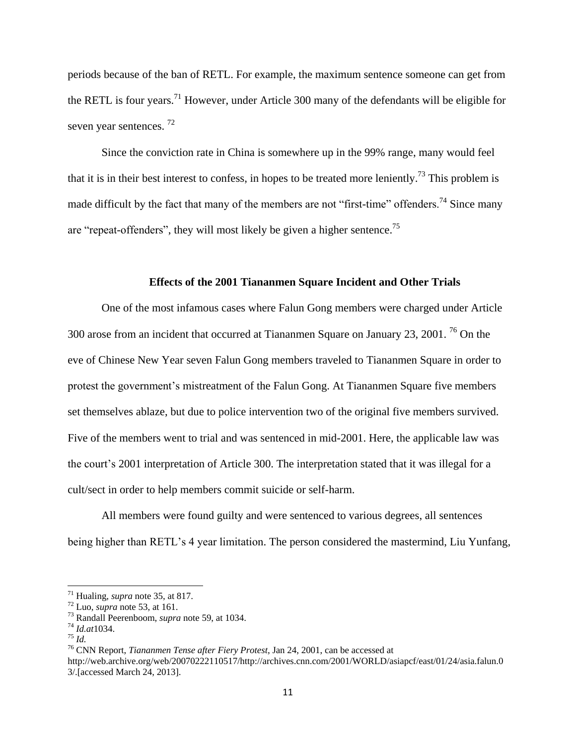periods because of the ban of RETL. For example, the maximum sentence someone can get from the RETL is four years.[71] However, under Article 300 many of the defendants will be eligible for seven year sentences. [72]

Since the conviction rate in China is somewhere up in the 99% range, many would feel that it is in their best interest to confess, in hopes to be treated more leniently.[73] This problem is made difficult by the fact that many of the members are not "first-time" offenders.[74] Since many are "repeat-offenders", they will most likely be given a higher sentence.[75]

### Effects of the 2001 Tiananmen Square Incident and Other Trials

One of the most infamous cases where Falun Gong members were charged under Article 300 arose from an incident that occurred at Tiananmen Square on January 23, 2001. [76] On the eve of Chinese New Year seven Falun Gong members traveled to Tiananmen Square in order to protest the government's mistreatment of the Falun Gong. At Tiananmen Square five members set themselves ablaze, but due to police intervention two of the original five members survived. Five of the members went to trial and was sentenced in mid-2001. Here, the applicable law was the court's 2001 interpretation of Article 300. The interpretation stated that it was illegal for a cult/sect in order to help members commit suicide or self-harm.

All members were found guilty and were sentenced to various degrees, all sentences being higher than RETL's 4 year limitation. The person considered the mastermind, Liu Yunfang,

---

[71] Hualing, *supra* note 35, at 817.

[72] Luo, *supra* note 53, at 161.

[73] Randall Peerenboom, *supra* note 59, at 1034.

[74] *Id.at*1034.

[75] *Id.*

[76] CNN Report, *Tiananmen Tense after Fiery Protest*, Jan 24, 2001, can be accessed at http://web.archive.org/web/20070222110517/http://archives.cnn.com/2001/WORLD/asiapcf/east/01/24/asia.falun.03/.[accessed March 24, 2013].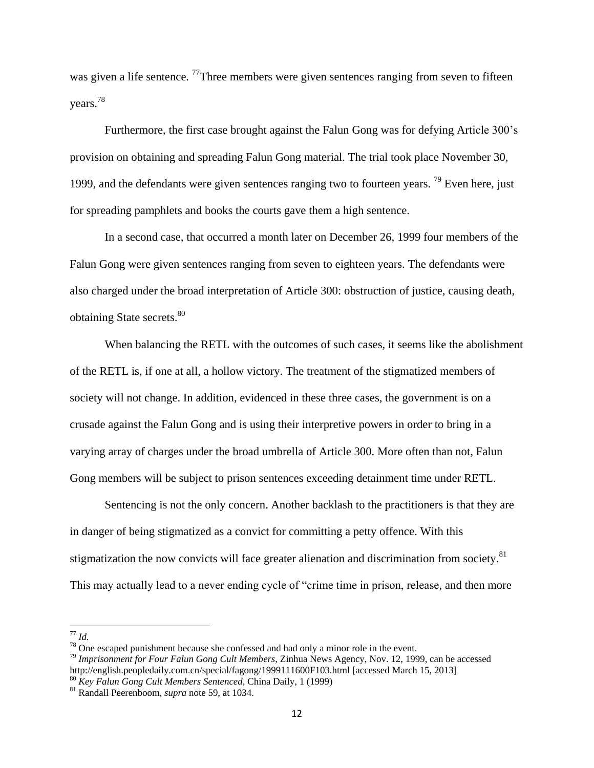was given a life sentence. [77]Three members were given sentences ranging from seven to fifteen years.[78]

Furthermore, the first case brought against the Falun Gong was for defying Article 300's provision on obtaining and spreading Falun Gong material. The trial took place November 30, 1999, and the defendants were given sentences ranging two to fourteen years. [79] Even here, just for spreading pamphlets and books the courts gave them a high sentence.

In a second case, that occurred a month later on December 26, 1999 four members of the Falun Gong were given sentences ranging from seven to eighteen years. The defendants were also charged under the broad interpretation of Article 300: obstruction of justice, causing death, obtaining State secrets.[80]

When balancing the RETL with the outcomes of such cases, it seems like the abolishment of the RETL is, if one at all, a hollow victory. The treatment of the stigmatized members of society will not change. In addition, evidenced in these three cases, the government is on a crusade against the Falun Gong and is using their interpretive powers in order to bring in a varying array of charges under the broad umbrella of Article 300. More often than not, Falun Gong members will be subject to prison sentences exceeding detainment time under RETL.

Sentencing is not the only concern. Another backlash to the practitioners is that they are in danger of being stigmatized as a convict for committing a petty offence. With this stigmatization the now convicts will face greater alienation and discrimination from society.[81] This may actually lead to a never ending cycle of "crime time in prison, release, and then more

---

[77] *Id.*

[78] One escaped punishment because she confessed and had only a minor role in the event.

[79] *Imprisonment for Four Falun Gong Cult Members*, Zinhua News Agency, Nov. 12, 1999, can be accessed http://english.peopledaily.com.cn/special/fagong/1999111600F103.html [accessed March 15, 2013]

[80] *Key Falun Gong Cult Members Sentenced*, China Daily, 1 (1999)

[81] Randall Peerenboom, *supra* note 59, at 1034.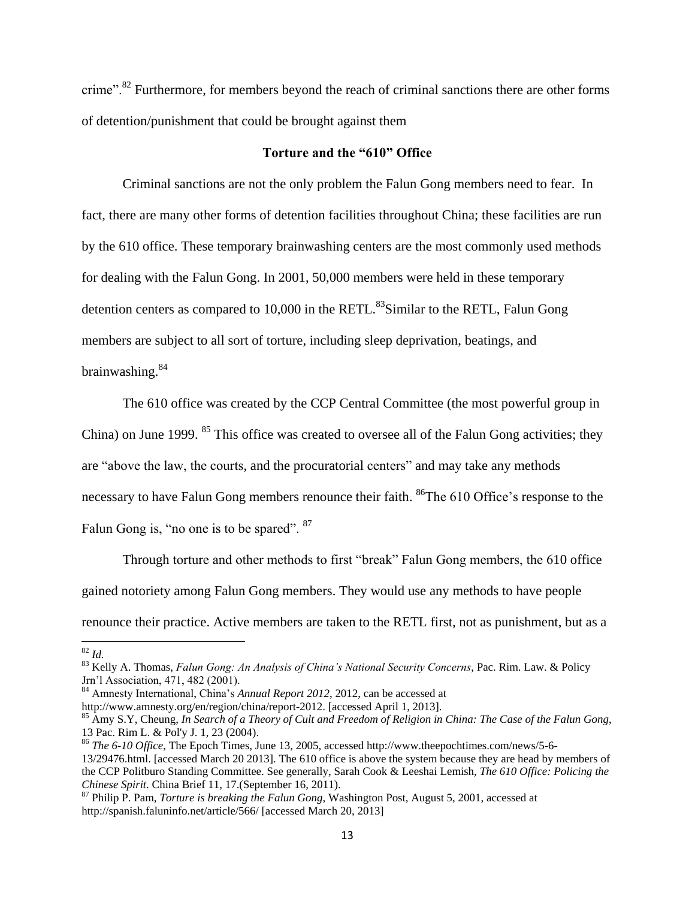crime".[82] Furthermore, for members beyond the reach of criminal sanctions there are other forms of detention/punishment that could be brought against them

### Torture and the "610" Office

Criminal sanctions are not the only problem the Falun Gong members need to fear. In fact, there are many other forms of detention facilities throughout China; these facilities are run by the 610 office. These temporary brainwashing centers are the most commonly used methods for dealing with the Falun Gong. In 2001, 50,000 members were held in these temporary detention centers as compared to 10,000 in the RETL.[83]Similar to the RETL, Falun Gong members are subject to all sort of torture, including sleep deprivation, beatings, and brainwashing.[84]

The 610 office was created by the CCP Central Committee (the most powerful group in China) on June 1999. [85] This office was created to oversee all of the Falun Gong activities; they are "above the law, the courts, and the procuratorial centers" and may take any methods necessary to have Falun Gong members renounce their faith. [86]The 610 Office's response to the Falun Gong is, "no one is to be spared". [87]

Through torture and other methods to first "break" Falun Gong members, the 610 office gained notoriety among Falun Gong members. They would use any methods to have people renounce their practice. Active members are taken to the RETL first, not as punishment, but as a

---

[82] *Id.*

[83] Kelly A. Thomas, *Falun Gong: An Analysis of China's National Security Concerns*, Pac. Rim. Law. & Policy Jrn'l Association, 471, 482 (2001).

[84] Amnesty International, China's *Annual Report 2012*, 2012, can be accessed at http://www.amnesty.org/en/region/china/report-2012. [accessed April 1, 2013].

[85] Amy S.Y, Cheung, *In Search of a Theory of Cult and Freedom of Religion in China: The Case of the Falun Gong*, 13 Pac. Rim L. & Pol'y J. 1, 23 (2004).

[86] *The 6-10 Office*, The Epoch Times, June 13, 2005, accessed http://www.theepochtimes.com/news/5-6-13/29476.html. [accessed March 20 2013]. The 610 office is above the system because they are head by members of the CCP Politburo Standing Committee. See generally, Sarah Cook & Leeshai Lemish, *The 610 Office: Policing the Chinese Spirit*. China Brief 11, 17.(September 16, 2011).

[87] Philip P. Pam, *Torture is breaking the Falun Gong*, Washington Post, August 5, 2001, accessed at http://spanish.faluninfo.net/article/566/ [accessed March 20, 2013]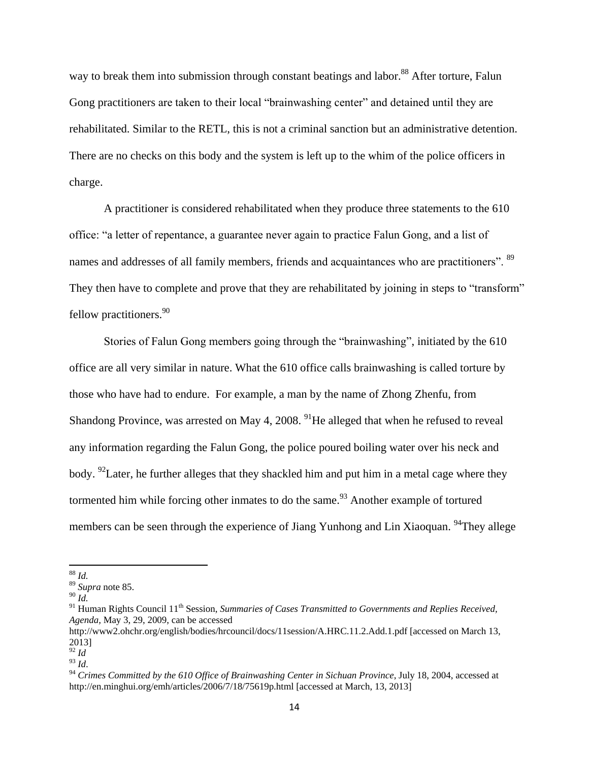way to break them into submission through constant beatings and labor.[88] After torture, Falun Gong practitioners are taken to their local "brainwashing center" and detained until they are rehabilitated. Similar to the RETL, this is not a criminal sanction but an administrative detention. There are no checks on this body and the system is left up to the whim of the police officers in charge.

A practitioner is considered rehabilitated when they produce three statements to the 610 office: "a letter of repentance, a guarantee never again to practice Falun Gong, and a list of names and addresses of all family members, friends and acquaintances who are practitioners". [89] They then have to complete and prove that they are rehabilitated by joining in steps to "transform" fellow practitioners.[90]

Stories of Falun Gong members going through the "brainwashing", initiated by the 610 office are all very similar in nature. What the 610 office calls brainwashing is called torture by those who have had to endure. For example, a man by the name of Zhong Zhenfu, from Shandong Province, was arrested on May 4, 2008. [91]He alleged that when he refused to reveal any information regarding the Falun Gong, the police poured boiling water over his neck and body. [92]Later, he further alleges that they shackled him and put him in a metal cage where they tormented him while forcing other inmates to do the same.[93] Another example of tortured members can be seen through the experience of Jiang Yunhong and Lin Xiaoquan. [94]They allege

---

[88] *Id.*

[89] *Supra* note 85.

[90] *Id.*

[91] Human Rights Council 11th Session, *Summaries of Cases Transmitted to Governments and Replies Received, Agenda*, May 3, 29, 2009, can be accessed http://www2.ohchr.org/english/bodies/hrcouncil/docs/11session/A.HRC.11.2.Add.1.pdf [accessed on March 13, 2013]

[92] *Id*

[93] *Id*.

[94] *Crimes Committed by the 610 Office of Brainwashing Center in Sichuan Province*, July 18, 2004, accessed at http://en.minghui.org/emh/articles/2006/7/18/75619p.html [accessed at March, 13, 2013]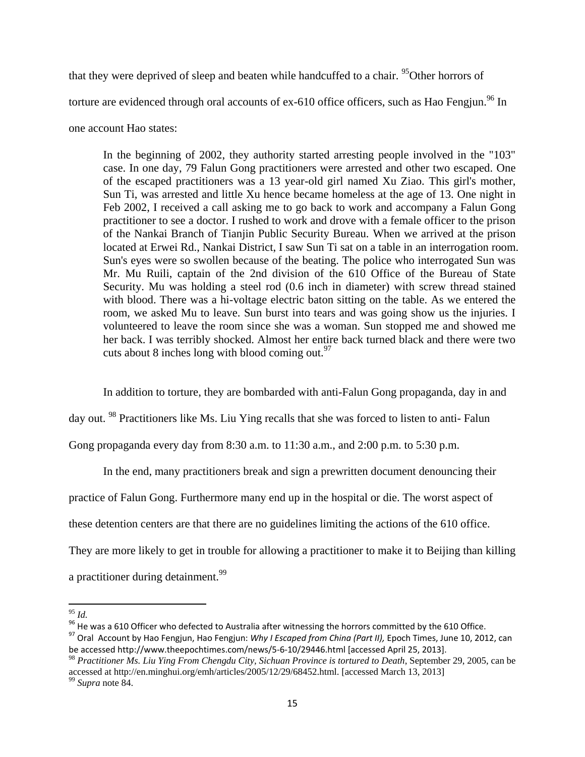that they were deprived of sleep and beaten while handcuffed to a chair. [95]Other horrors of torture are evidenced through oral accounts of ex-610 office officers, such as Hao Fengjun.[96] In one account Hao states:

> In the beginning of 2002, they authority started arresting people involved in the "103" case. In one day, 79 Falun Gong practitioners were arrested and other two escaped. One of the escaped practitioners was a 13 year-old girl named Xu Ziao. This girl's mother, Sun Ti, was arrested and little Xu hence became homeless at the age of 13. One night in Feb 2002, I received a call asking me to go back to work and accompany a Falun Gong practitioner to see a doctor. I rushed to work and drove with a female officer to the prison of the Nankai Branch of Tianjin Public Security Bureau. When we arrived at the prison located at Erwei Rd., Nankai District, I saw Sun Ti sat on a table in an interrogation room. Sun's eyes were so swollen because of the beating. The police who interrogated Sun was Mr. Mu Ruili, captain of the 2nd division of the 610 Office of the Bureau of State Security. Mu was holding a steel rod (0.6 inch in diameter) with screw thread stained with blood. There was a hi-voltage electric baton sitting on the table. As we entered the room, we asked Mu to leave. Sun burst into tears and was going show us the injuries. I volunteered to leave the room since she was a woman. Sun stopped me and showed me her back. I was terribly shocked. Almost her entire back turned black and there were two cuts about 8 inches long with blood coming out.[97]

In addition to torture, they are bombarded with anti-Falun Gong propaganda, day in and day out. [98] Practitioners like Ms. Liu Ying recalls that she was forced to listen to anti- Falun Gong propaganda every day from 8:30 a.m. to 11:30 a.m., and 2:00 p.m. to 5:30 p.m.

In the end, many practitioners break and sign a prewritten document denouncing their practice of Falun Gong. Furthermore many end up in the hospital or die. The worst aspect of these detention centers are that there are no guidelines limiting the actions of the 610 office. They are more likely to get in trouble for allowing a practitioner to make it to Beijing than killing a practitioner during detainment.[99]

---

[95] *Id.*

[96] He was a 610 Officer who defected to Australia after witnessing the horrors committed by the 610 Office.

[97] Oral Account by Hao Fengjun, Hao Fengjun: *Why I Escaped from China (Part II),* Epoch Times, June 10, 2012, can be accessed http://www.theepochtimes.com/news/5-6-10/29446.html [accessed April 25, 2013].

[98] *Practitioner Ms. Liu Ying From Chengdu City, Sichuan Province is tortured to Death*, September 29, 2005, can be accessed at http://en.minghui.org/emh/articles/2005/12/29/68452.html. [accessed March 13, 2013]

[99] *Supra* note 84.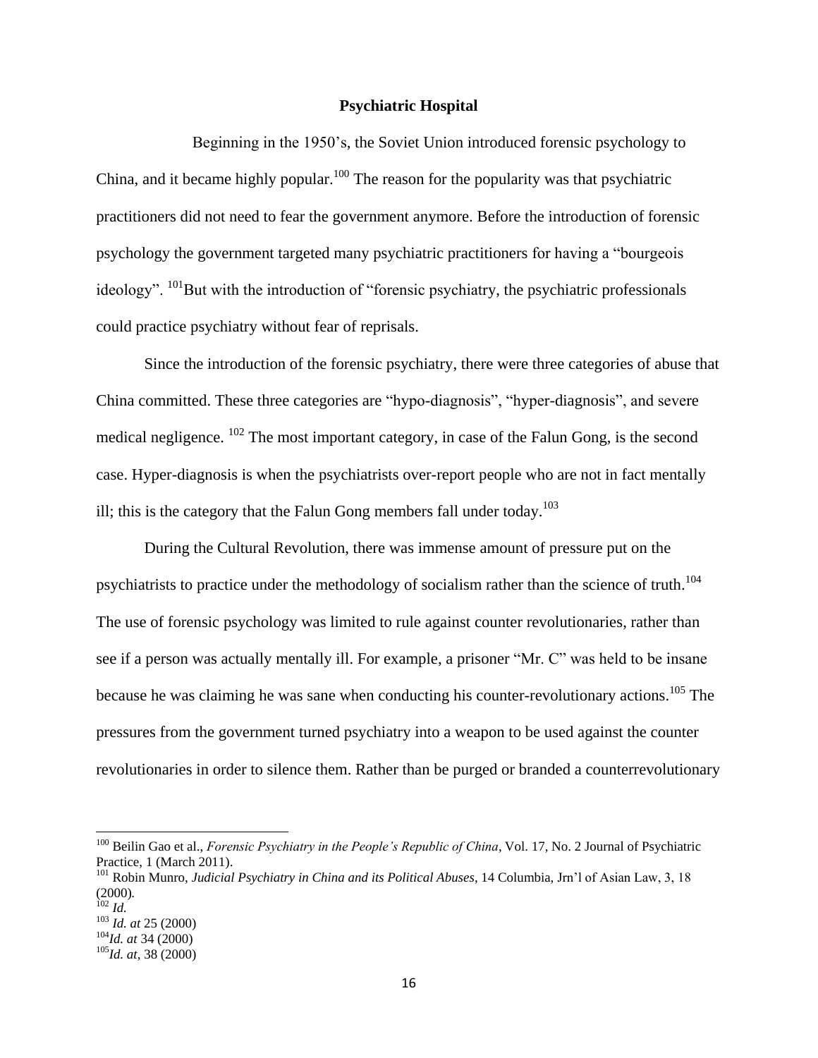## Psychiatric Hospital

Beginning in the 1950's, the Soviet Union introduced forensic psychology to China, and it became highly popular.[100] The reason for the popularity was that psychiatric practitioners did not need to fear the government anymore. Before the introduction of forensic psychology the government targeted many psychiatric practitioners for having a "bourgeois ideology". [101]But with the introduction of "forensic psychiatry, the psychiatric professionals could practice psychiatry without fear of reprisals.

Since the introduction of the forensic psychiatry, there were three categories of abuse that China committed. These three categories are "hypo-diagnosis", "hyper-diagnosis", and severe medical negligence. [102] The most important category, in case of the Falun Gong, is the second case. Hyper-diagnosis is when the psychiatrists over-report people who are not in fact mentally ill; this is the category that the Falun Gong members fall under today.[103]

During the Cultural Revolution, there was immense amount of pressure put on the psychiatrists to practice under the methodology of socialism rather than the science of truth.[104] The use of forensic psychology was limited to rule against counter revolutionaries, rather than see if a person was actually mentally ill. For example, a prisoner "Mr. C" was held to be insane because he was claiming he was sane when conducting his counter-revolutionary actions.[105] The pressures from the government turned psychiatry into a weapon to be used against the counter revolutionaries in order to silence them. Rather than be purged or branded a counterrevolutionary

---

[100] Beilin Gao et al., *Forensic Psychiatry in the People's Republic of China*, Vol. 17, No. 2 Journal of Psychiatric Practice, 1 (March 2011).

[101] Robin Munro, *Judicial Psychiatry in China and its Political Abuses*, 14 Columbia, Jrn'l of Asian Law, 3, 18 (2000).

[102] *Id.*

[103] *Id. at* 25 (2000)

[104] *Id. at* 34 (2000)

[105] *Id. at*, 38 (2000)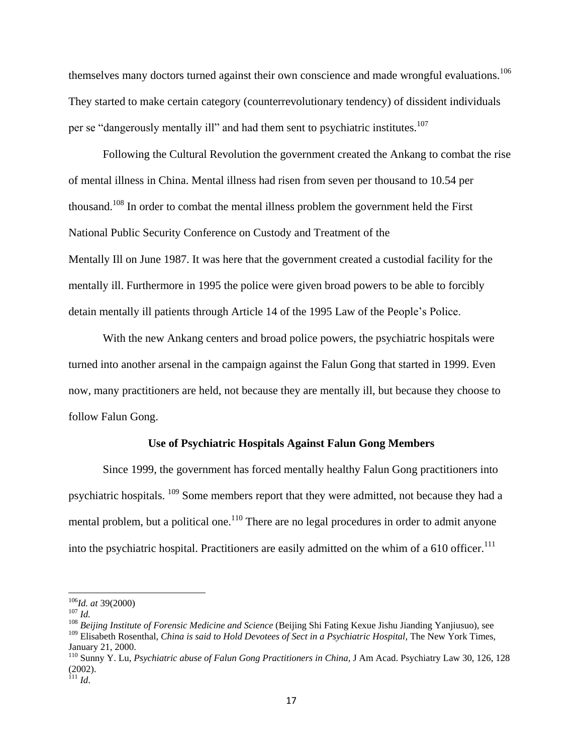themselves many doctors turned against their own conscience and made wrongful evaluations.[106] They started to make certain category (counterrevolutionary tendency) of dissident individuals per se "dangerously mentally ill" and had them sent to psychiatric institutes.[107]

Following the Cultural Revolution the government created the Ankang to combat the rise of mental illness in China. Mental illness had risen from seven per thousand to 10.54 per thousand.[108] In order to combat the mental illness problem the government held the First National Public Security Conference on Custody and Treatment of the Mentally Ill on June 1987. It was here that the government created a custodial facility for the mentally ill. Furthermore in 1995 the police were given broad powers to be able to forcibly detain mentally ill patients through Article 14 of the 1995 Law of the People's Police.

With the new Ankang centers and broad police powers, the psychiatric hospitals were turned into another arsenal in the campaign against the Falun Gong that started in 1999. Even now, many practitioners are held, not because they are mentally ill, but because they choose to follow Falun Gong.

**Use of Psychiatric Hospitals Against Falun Gong Members**

Since 1999, the government has forced mentally healthy Falun Gong practitioners into psychiatric hospitals. [109] Some members report that they were admitted, not because they had a mental problem, but a political one.[110] There are no legal procedures in order to admit anyone into the psychiatric hospital. Practitioners are easily admitted on the whim of a 610 officer.[111]

---

[106] *Id. at* 39(2000)

[107] *Id.*

[108] *Beijing Institute of Forensic Medicine and Science* (Beijing Shi Fating Kexue Jishu Jianding Yanjiusuo), see

[109] Elisabeth Rosenthal, *China is said to Hold Devotees of Sect in a Psychiatric Hospital,* The New York Times, January 21, 2000.

[110] Sunny Y. Lu, *Psychiatric abuse of Falun Gong Practitioners in China,* J Am Acad. Psychiatry Law 30, 126, 128 (2002).

[111] *Id*.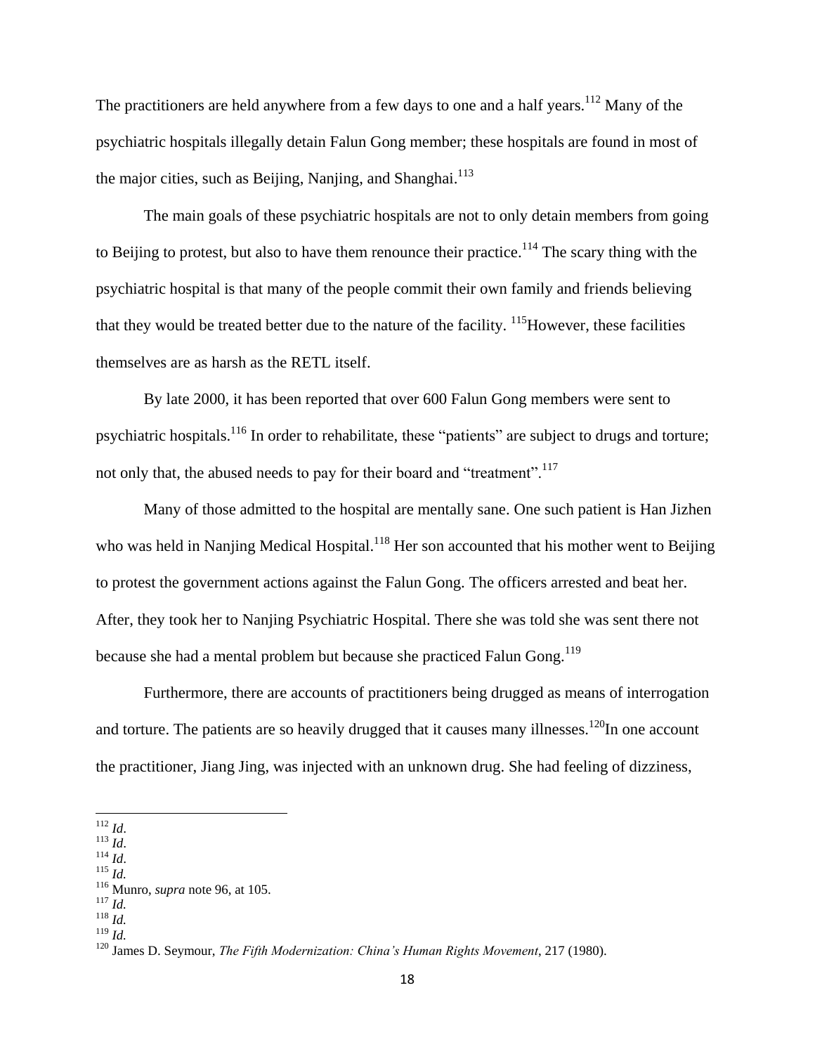The practitioners are held anywhere from a few days to one and a half years.[112] Many of the psychiatric hospitals illegally detain Falun Gong member; these hospitals are found in most of the major cities, such as Beijing, Nanjing, and Shanghai.[113]

The main goals of these psychiatric hospitals are not to only detain members from going to Beijing to protest, but also to have them renounce their practice.[114] The scary thing with the psychiatric hospital is that many of the people commit their own family and friends believing that they would be treated better due to the nature of the facility. [115]However, these facilities themselves are as harsh as the RETL itself.

By late 2000, it has been reported that over 600 Falun Gong members were sent to psychiatric hospitals.[116] In order to rehabilitate, these "patients" are subject to drugs and torture; not only that, the abused needs to pay for their board and "treatment".[117]

Many of those admitted to the hospital are mentally sane. One such patient is Han Jizhen who was held in Nanjing Medical Hospital.[118] Her son accounted that his mother went to Beijing to protest the government actions against the Falun Gong. The officers arrested and beat her. After, they took her to Nanjing Psychiatric Hospital. There she was told she was sent there not because she had a mental problem but because she practiced Falun Gong.[119]

Furthermore, there are accounts of practitioners being drugged as means of interrogation and torture. The patients are so heavily drugged that it causes many illnesses.[120]In one account the practitioner, Jiang Jing, was injected with an unknown drug. She had feeling of dizziness,

---

[112] *Id*.
[113] *Id*.
[114] *Id*.
[115] *Id.*
[116] Munro, *supra* note 96, at 105.
[117] *Id.*
[118] *Id.*
[119] *Id.*
[120] James D. Seymour, *The Fifth Modernization: China's Human Rights Movement*, 217 (1980).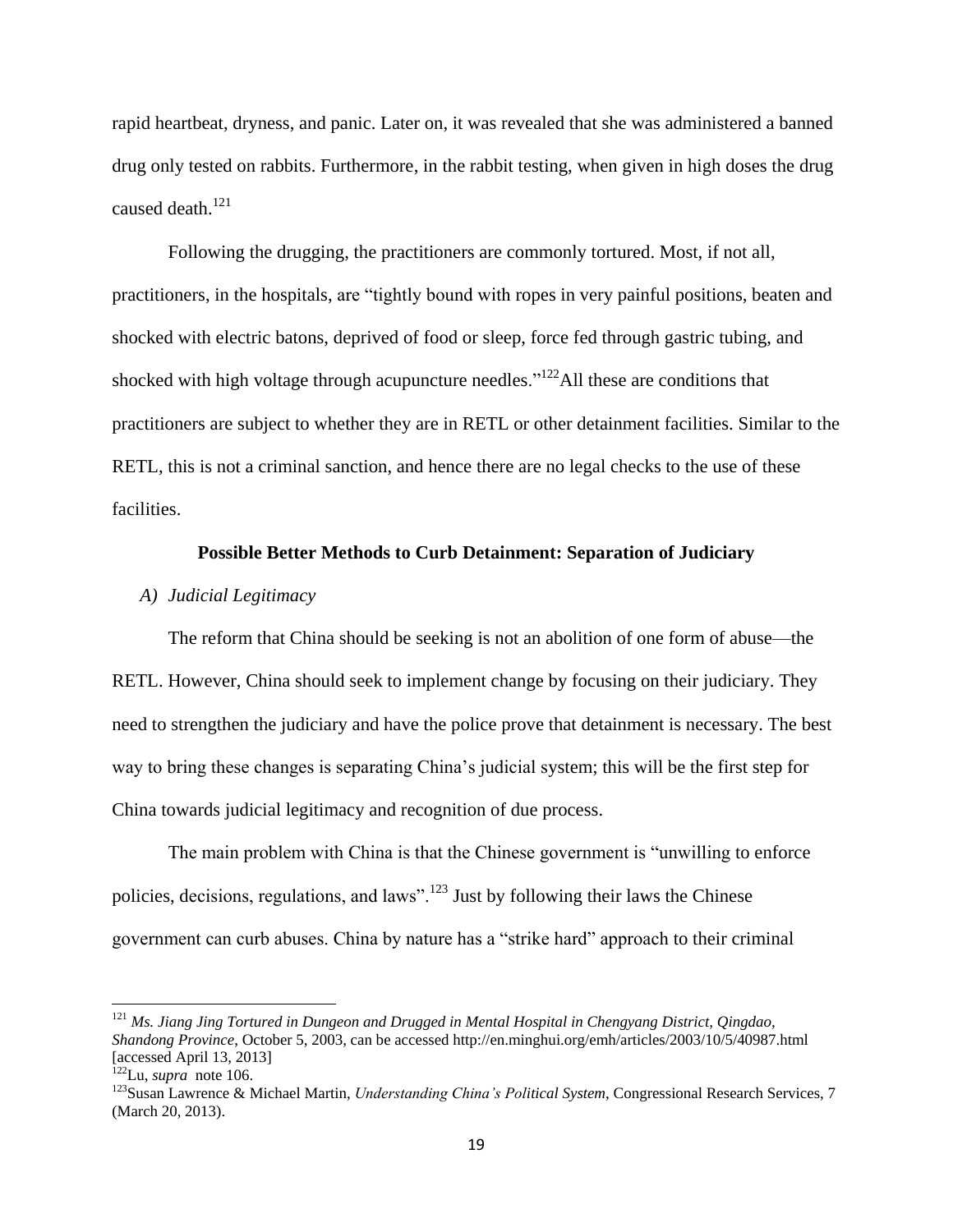rapid heartbeat, dryness, and panic. Later on, it was revealed that she was administered a banned drug only tested on rabbits. Furthermore, in the rabbit testing, when given in high doses the drug caused death.[121]

Following the drugging, the practitioners are commonly tortured. Most, if not all, practitioners, in the hospitals, are "tightly bound with ropes in very painful positions, beaten and shocked with electric batons, deprived of food or sleep, force fed through gastric tubing, and shocked with high voltage through acupuncture needles."[122]All these are conditions that practitioners are subject to whether they are in RETL or other detainment facilities. Similar to the RETL, this is not a criminal sanction, and hence there are no legal checks to the use of these facilities.

## Possible Better Methods to Curb Detainment: Separation of Judiciary

### *A) Judicial Legitimacy*

The reform that China should be seeking is not an abolition of one form of abuse—the RETL. However, China should seek to implement change by focusing on their judiciary. They need to strengthen the judiciary and have the police prove that detainment is necessary. The best way to bring these changes is separating China's judicial system; this will be the first step for China towards judicial legitimacy and recognition of due process.

The main problem with China is that the Chinese government is "unwilling to enforce policies, decisions, regulations, and laws".[123] Just by following their laws the Chinese government can curb abuses. China by nature has a "strike hard" approach to their criminal

---

[121] *Ms. Jiang Jing Tortured in Dungeon and Drugged in Mental Hospital in Chengyang District, Qingdao, Shandong Province*, October 5, 2003, can be accessed http://en.minghui.org/emh/articles/2003/10/5/40987.html [accessed April 13, 2013]

[122] Lu, *supra* note 106.

[123] Susan Lawrence & Michael Martin, *Understanding China's Political System*, Congressional Research Services, 7 (March 20, 2013).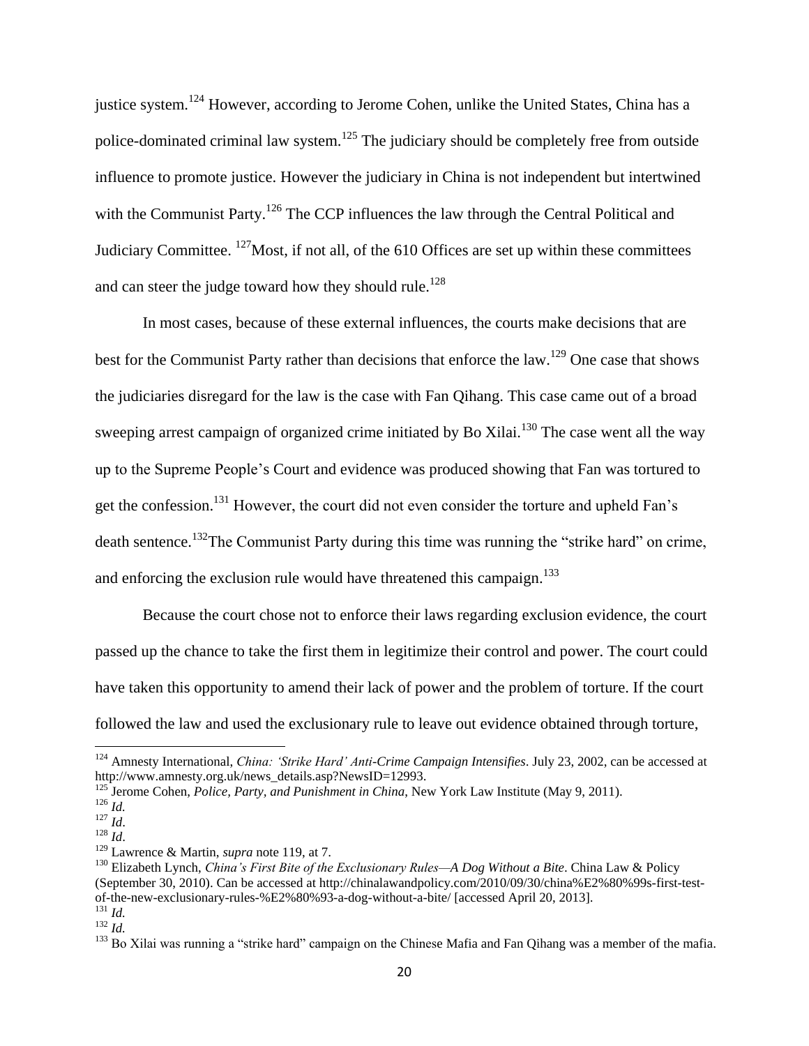justice system.[124] However, according to Jerome Cohen, unlike the United States, China has a police-dominated criminal law system.[125] The judiciary should be completely free from outside influence to promote justice. However the judiciary in China is not independent but intertwined with the Communist Party.[126] The CCP influences the law through the Central Political and Judiciary Committee. [127]Most, if not all, of the 610 Offices are set up within these committees and can steer the judge toward how they should rule.[128]

In most cases, because of these external influences, the courts make decisions that are best for the Communist Party rather than decisions that enforce the law.[129] One case that shows the judiciaries disregard for the law is the case with Fan Qihang. This case came out of a broad sweeping arrest campaign of organized crime initiated by Bo Xilai.[130] The case went all the way up to the Supreme People's Court and evidence was produced showing that Fan was tortured to get the confession.[131] However, the court did not even consider the torture and upheld Fan's death sentence.[132]The Communist Party during this time was running the "strike hard" on crime, and enforcing the exclusion rule would have threatened this campaign.[133]

Because the court chose not to enforce their laws regarding exclusion evidence, the court passed up the chance to take the first them in legitimize their control and power. The court could have taken this opportunity to amend their lack of power and the problem of torture. If the court followed the law and used the exclusionary rule to leave out evidence obtained through torture,

---

[124] Amnesty International, *China: 'Strike Hard' Anti-Crime Campaign Intensifies*. July 23, 2002, can be accessed at http://www.amnesty.org.uk/news_details.asp?NewsID=12993.

[125] Jerome Cohen, *Police, Party, and Punishment in China*, New York Law Institute (May 9, 2011).

[126] *Id.*

[127] *Id*.

[128] *Id*.

[129] Lawrence & Martin, *supra* note 119, at 7.

[130] Elizabeth Lynch, *China's First Bite of the Exclusionary Rules—A Dog Without a Bite*. China Law & Policy (September 30, 2010). Can be accessed at http://chinalawandpolicy.com/2010/09/30/china%E2%80%99s-first-test-of-the-new-exclusionary-rules-%E2%80%93-a-dog-without-a-bite/ [accessed April 20, 2013].

[131] *Id.*

[132] *Id.*

[133] Bo Xilai was running a "strike hard" campaign on the Chinese Mafia and Fan Qihang was a member of the mafia.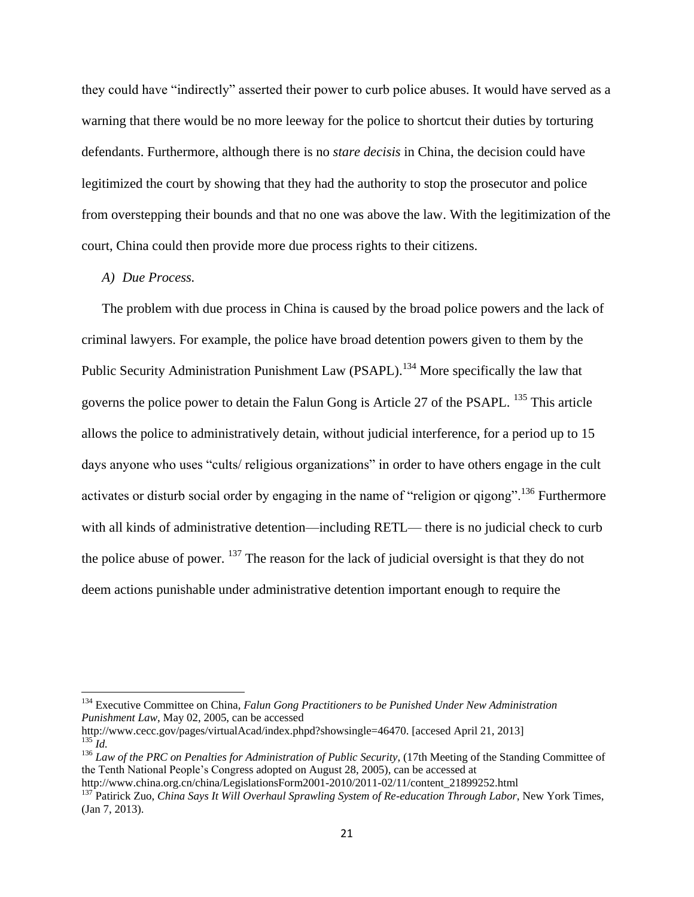they could have "indirectly" asserted their power to curb police abuses. It would have served as a warning that there would be no more leeway for the police to shortcut their duties by torturing defendants. Furthermore, although there is no *stare decisis* in China, the decision could have legitimized the court by showing that they had the authority to stop the prosecutor and police from overstepping their bounds and that no one was above the law. With the legitimization of the court, China could then provide more due process rights to their citizens.

*A) Due Process.*

The problem with due process in China is caused by the broad police powers and the lack of criminal lawyers. For example, the police have broad detention powers given to them by the Public Security Administration Punishment Law (PSAPL).[134] More specifically the law that governs the police power to detain the Falun Gong is Article 27 of the PSAPL. [135] This article allows the police to administratively detain, without judicial interference, for a period up to 15 days anyone who uses "cults/ religious organizations" in order to have others engage in the cult activates or disturb social order by engaging in the name of "religion or qigong".[136] Furthermore with all kinds of administrative detention—including RETL— there is no judicial check to curb the police abuse of power. [137] The reason for the lack of judicial oversight is that they do not deem actions punishable under administrative detention important enough to require the

---

[134] Executive Committee on China, *Falun Gong Practitioners to be Punished Under New Administration Punishment Law*, May 02, 2005, can be accessed http://www.cecc.gov/pages/virtualAcad/index.phpd?showsingle=46470. [accesed April 21, 2013]

[135] *Id.*

[136] *Law of the PRC on Penalties for Administration of Public Security*, (17th Meeting of the Standing Committee of the Tenth National People's Congress adopted on August 28, 2005), can be accessed at http://www.china.org.cn/china/LegislationsForm2001-2010/2011-02/11/content_21899252.html

[137] Patirick Zuo, *China Says It Will Overhaul Sprawling System of Re-education Through Labor*, New York Times, (Jan 7, 2013).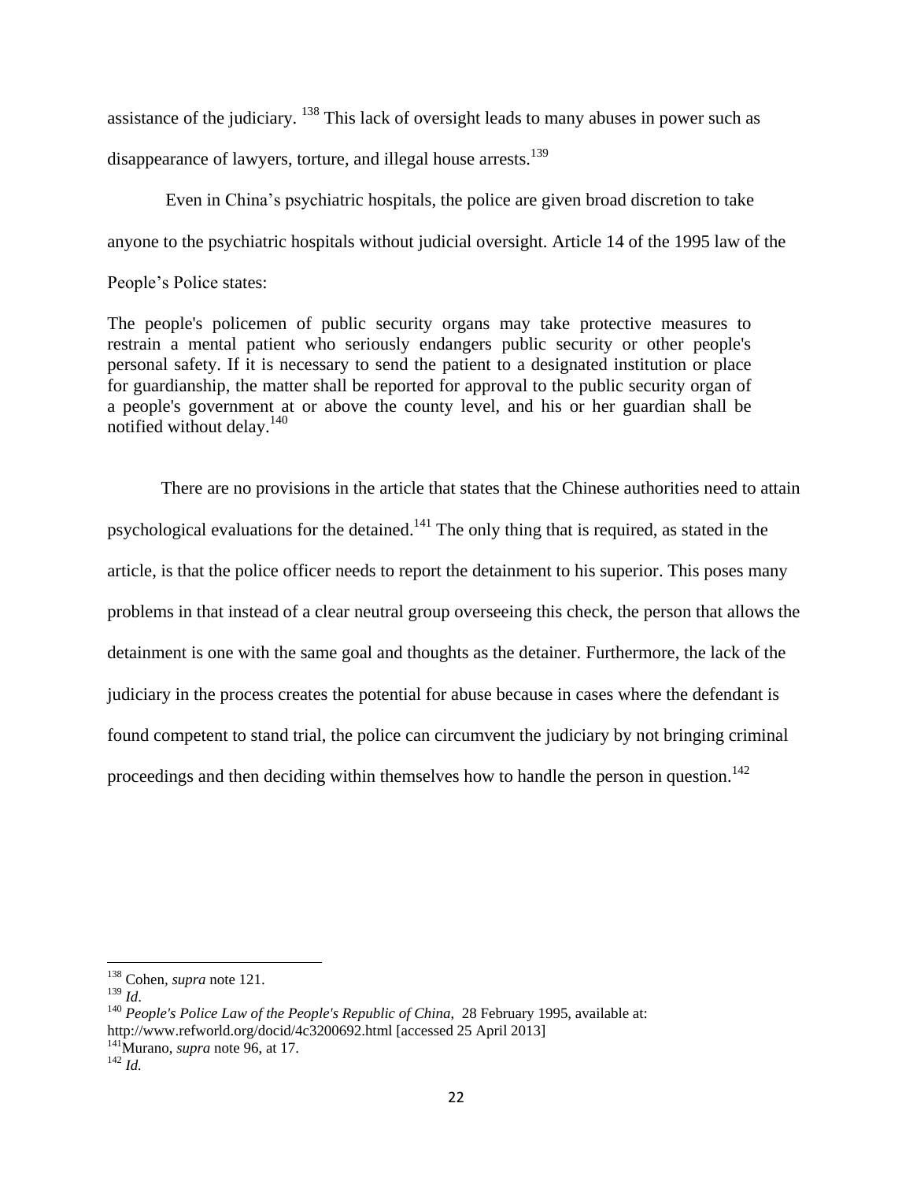assistance of the judiciary. [138] This lack of oversight leads to many abuses in power such as disappearance of lawyers, torture, and illegal house arrests.[139]

Even in China's psychiatric hospitals, the police are given broad discretion to take anyone to the psychiatric hospitals without judicial oversight. Article 14 of the 1995 law of the People's Police states:

> The people's policemen of public security organs may take protective measures to restrain a mental patient who seriously endangers public security or other people's personal safety. If it is necessary to send the patient to a designated institution or place for guardianship, the matter shall be reported for approval to the public security organ of a people's government at or above the county level, and his or her guardian shall be notified without delay.[140]

There are no provisions in the article that states that the Chinese authorities need to attain psychological evaluations for the detained.[141] The only thing that is required, as stated in the article, is that the police officer needs to report the detainment to his superior. This poses many problems in that instead of a clear neutral group overseeing this check, the person that allows the detainment is one with the same goal and thoughts as the detainer. Furthermore, the lack of the judiciary in the process creates the potential for abuse because in cases where the defendant is found competent to stand trial, the police can circumvent the judiciary by not bringing criminal proceedings and then deciding within themselves how to handle the person in question.[142]

---

[138] Cohen, *supra* note 121.
[139] *Id*.
[140] *People's Police Law of the People's Republic of China*, 28 February 1995, available at: http://www.refworld.org/docid/4c3200692.html [accessed 25 April 2013]
[141] Murano, *supra* note 96, at 17.
[142] *Id.*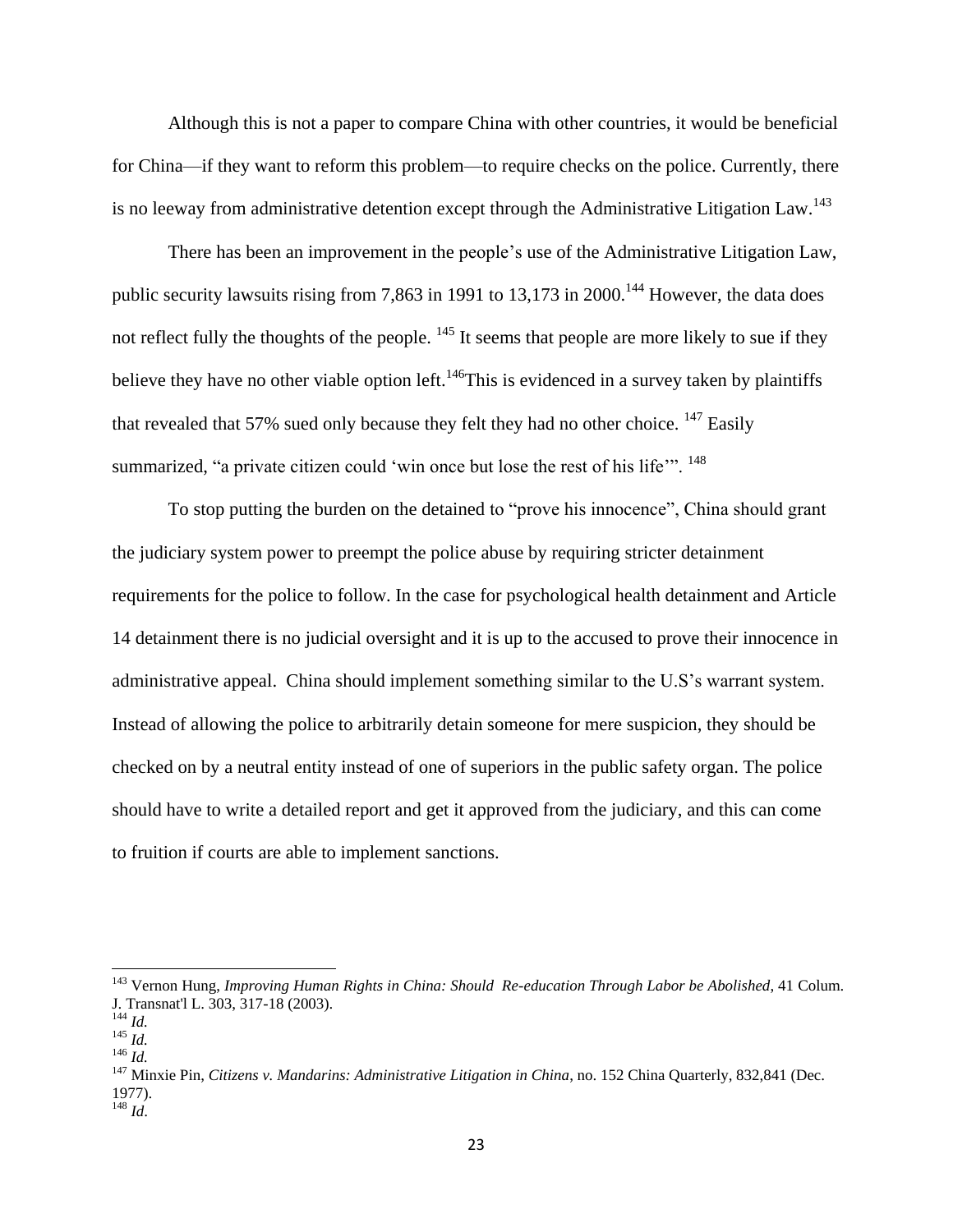Although this is not a paper to compare China with other countries, it would be beneficial for China—if they want to reform this problem—to require checks on the police. Currently, there is no leeway from administrative detention except through the Administrative Litigation Law.[143]

There has been an improvement in the people's use of the Administrative Litigation Law, public security lawsuits rising from 7,863 in 1991 to 13,173 in 2000.[144] However, the data does not reflect fully the thoughts of the people. [145] It seems that people are more likely to sue if they believe they have no other viable option left.[146]This is evidenced in a survey taken by plaintiffs that revealed that 57% sued only because they felt they had no other choice. [147] Easily summarized, "a private citizen could 'win once but lose the rest of his life'". [148]

To stop putting the burden on the detained to "prove his innocence", China should grant the judiciary system power to preempt the police abuse by requiring stricter detainment requirements for the police to follow. In the case for psychological health detainment and Article 14 detainment there is no judicial oversight and it is up to the accused to prove their innocence in administrative appeal. China should implement something similar to the U.S's warrant system. Instead of allowing the police to arbitrarily detain someone for mere suspicion, they should be checked on by a neutral entity instead of one of superiors in the public safety organ. The police should have to write a detailed report and get it approved from the judiciary, and this can come to fruition if courts are able to implement sanctions.

---

[143] Vernon Hung, *Improving Human Rights in China: Should Re-education Through Labor be Abolished*, 41 Colum. J. Transnat'l L. 303, 317-18 (2003).
[144] *Id.*
[145] *Id.*
[146] *Id.*
[147] Minxie Pin, *Citizens v. Mandarins: Administrative Litigation in China*, no. 152 China Quarterly, 832,841 (Dec. 1977).
[148] *Id*.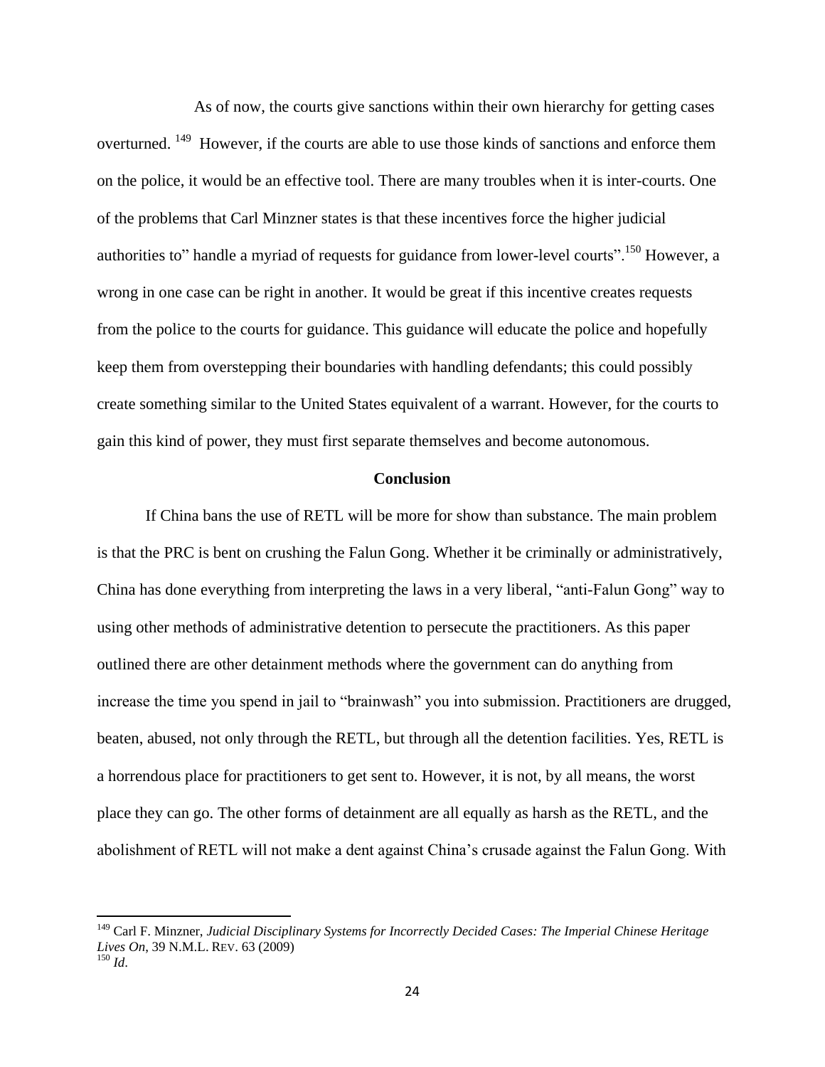As of now, the courts give sanctions within their own hierarchy for getting cases overturned. [149] However, if the courts are able to use those kinds of sanctions and enforce them on the police, it would be an effective tool. There are many troubles when it is inter-courts. One of the problems that Carl Minzner states is that these incentives force the higher judicial authorities to" handle a myriad of requests for guidance from lower-level courts".[150] However, a wrong in one case can be right in another. It would be great if this incentive creates requests from the police to the courts for guidance. This guidance will educate the police and hopefully keep them from overstepping their boundaries with handling defendants; this could possibly create something similar to the United States equivalent of a warrant. However, for the courts to gain this kind of power, they must first separate themselves and become autonomous.

**Conclusion**

If China bans the use of RETL will be more for show than substance. The main problem is that the PRC is bent on crushing the Falun Gong. Whether it be criminally or administratively, China has done everything from interpreting the laws in a very liberal, "anti-Falun Gong" way to using other methods of administrative detention to persecute the practitioners. As this paper outlined there are other detainment methods where the government can do anything from increase the time you spend in jail to "brainwash" you into submission. Practitioners are drugged, beaten, abused, not only through the RETL, but through all the detention facilities. Yes, RETL is a horrendous place for practitioners to get sent to. However, it is not, by all means, the worst place they can go. The other forms of detainment are all equally as harsh as the RETL, and the abolishment of RETL will not make a dent against China's crusade against the Falun Gong. With

---

[149] Carl F. Minzner, *Judicial Disciplinary Systems for Incorrectly Decided Cases: The Imperial Chinese Heritage Lives On*, 39 N.M.L. REV. 63 (2009)

[150] *Id*.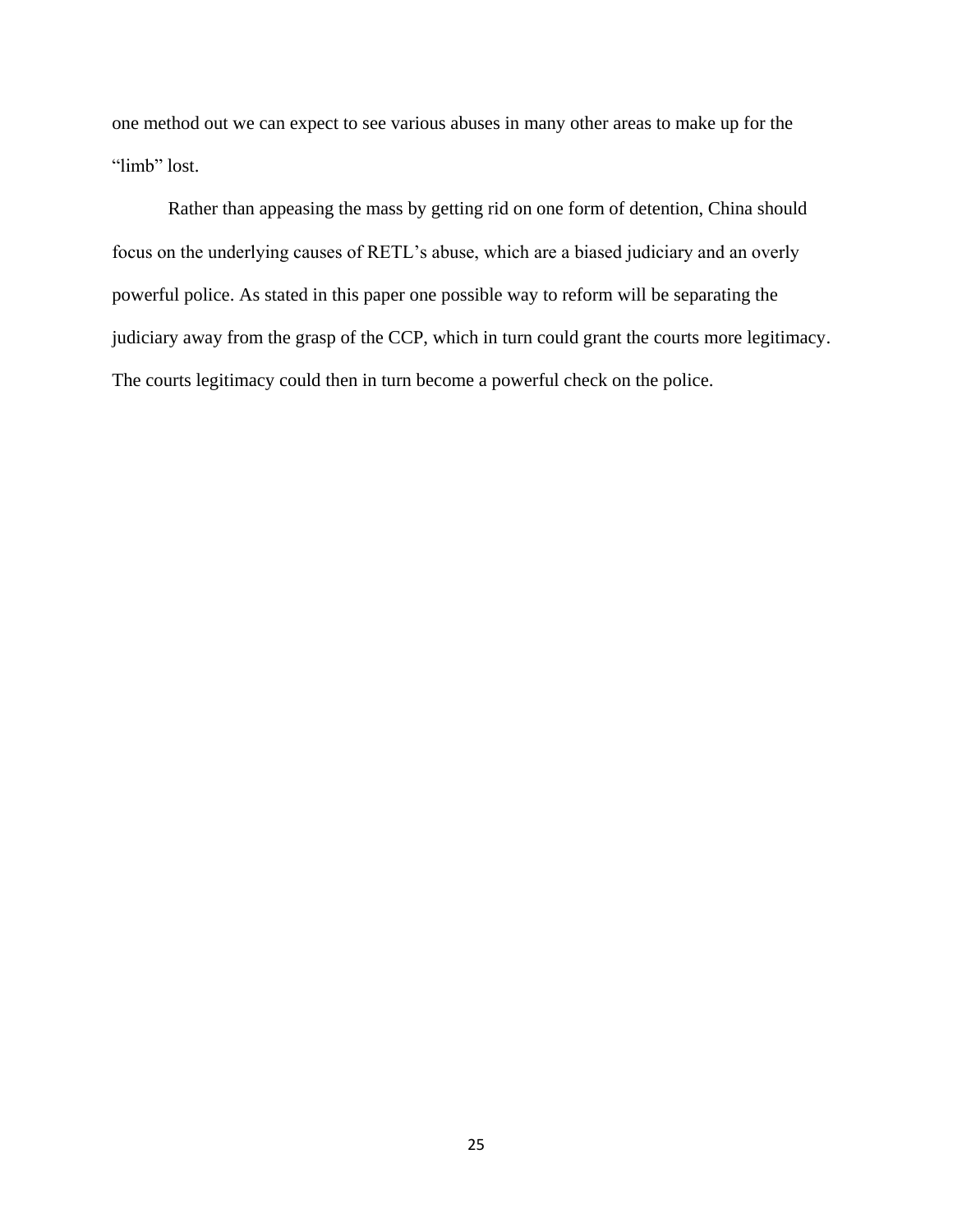one method out we can expect to see various abuses in many other areas to make up for the "limb" lost.

Rather than appeasing the mass by getting rid on one form of detention, China should focus on the underlying causes of RETL's abuse, which are a biased judiciary and an overly powerful police. As stated in this paper one possible way to reform will be separating the judiciary away from the grasp of the CCP, which in turn could grant the courts more legitimacy. The courts legitimacy could then in turn become a powerful check on the police.